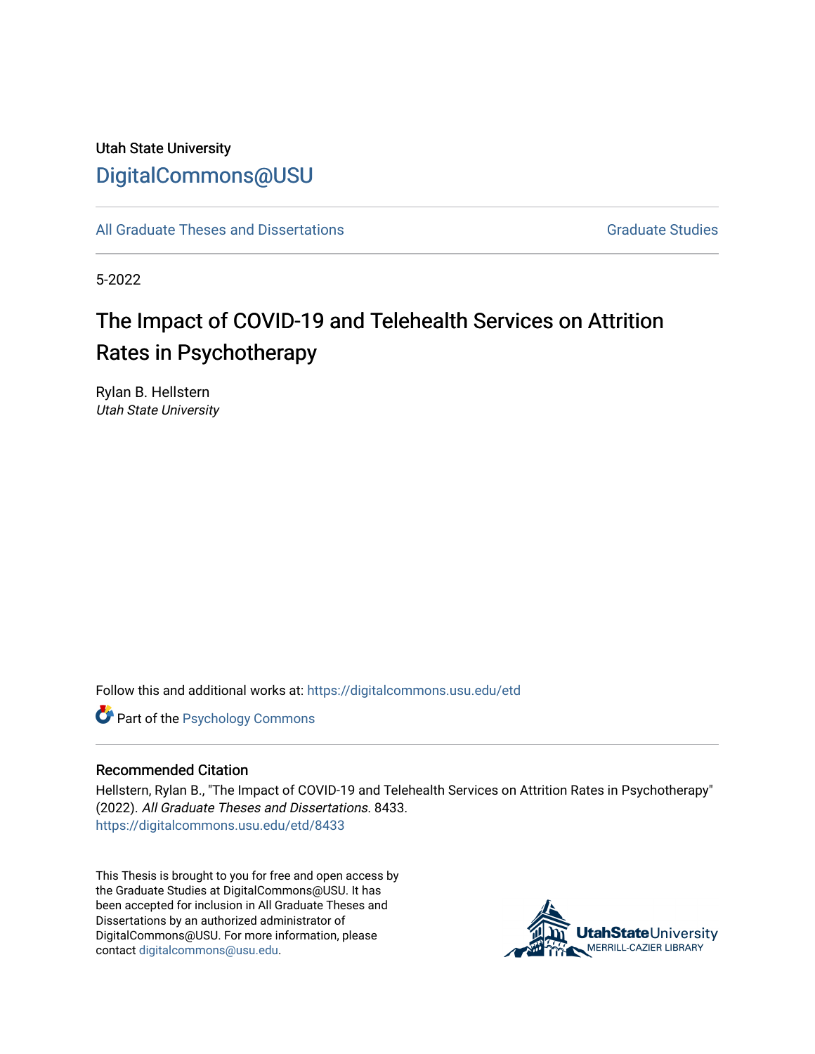Utah State University

DigitalCommons@USU

All Graduate Theses and Dissertations | Graduate Studies

5-2022

# The Impact of COVID-19 and Telehealth Services on Attrition Rates in Psychotherapy

Rylan B. Hellstern
*Utah State University*

Follow this and additional works at: https://digitalcommons.usu.edu/etd

Part of the Psychology Commons

## Recommended Citation

Hellstern, Rylan B., "The Impact of COVID-19 and Telehealth Services on Attrition Rates in Psychotherapy" (2022). *All Graduate Theses and Dissertations*. 8433.
https://digitalcommons.usu.edu/etd/8433

This Thesis is brought to you for free and open access by the Graduate Studies at DigitalCommons@USU. It has been accepted for inclusion in All Graduate Theses and Dissertations by an authorized administrator of DigitalCommons@USU. For more information, please contact digitalcommons@usu.edu.

UtahStateUniversity
MERRILL-CAZIER LIBRARY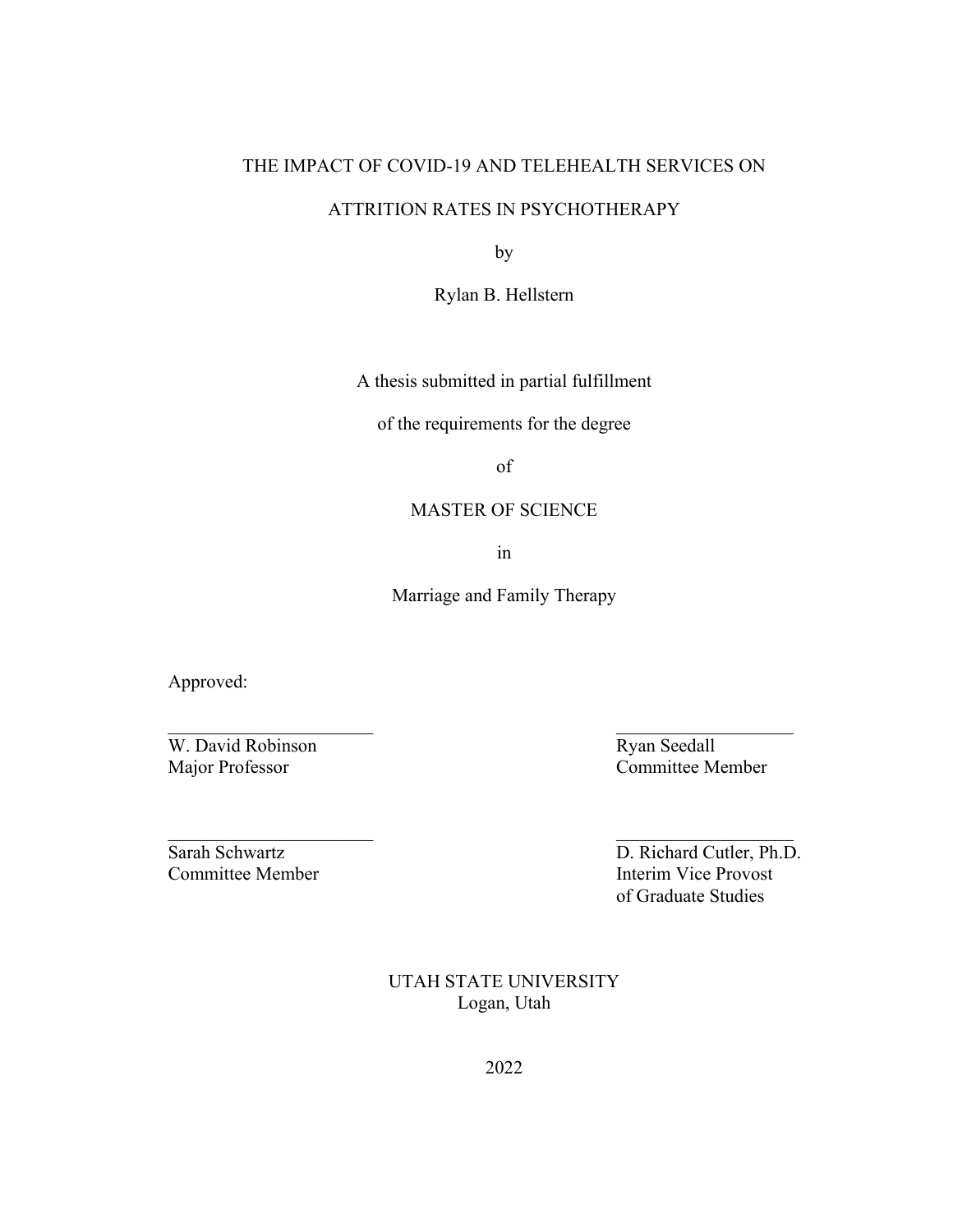THE IMPACT OF COVID-19 AND TELEHEALTH SERVICES ON

ATTRITION RATES IN PSYCHOTHERAPY

by

Rylan B. Hellstern

A thesis submitted in partial fulfillment

of the requirements for the degree

of

MASTER OF SCIENCE

in

Marriage and Family Therapy

Approved:

| | |
|---|---|
| ______________________ | ______________________ |
| W. David Robinson<br>Major Professor | Ryan Seedall<br>Committee Member |
| ______________________ | ______________________ |
| Sarah Schwartz<br>Committee Member | D. Richard Cutler, Ph.D.<br>Interim Vice Provost<br>of Graduate Studies |

UTAH STATE UNIVERSITY
Logan, Utah

2022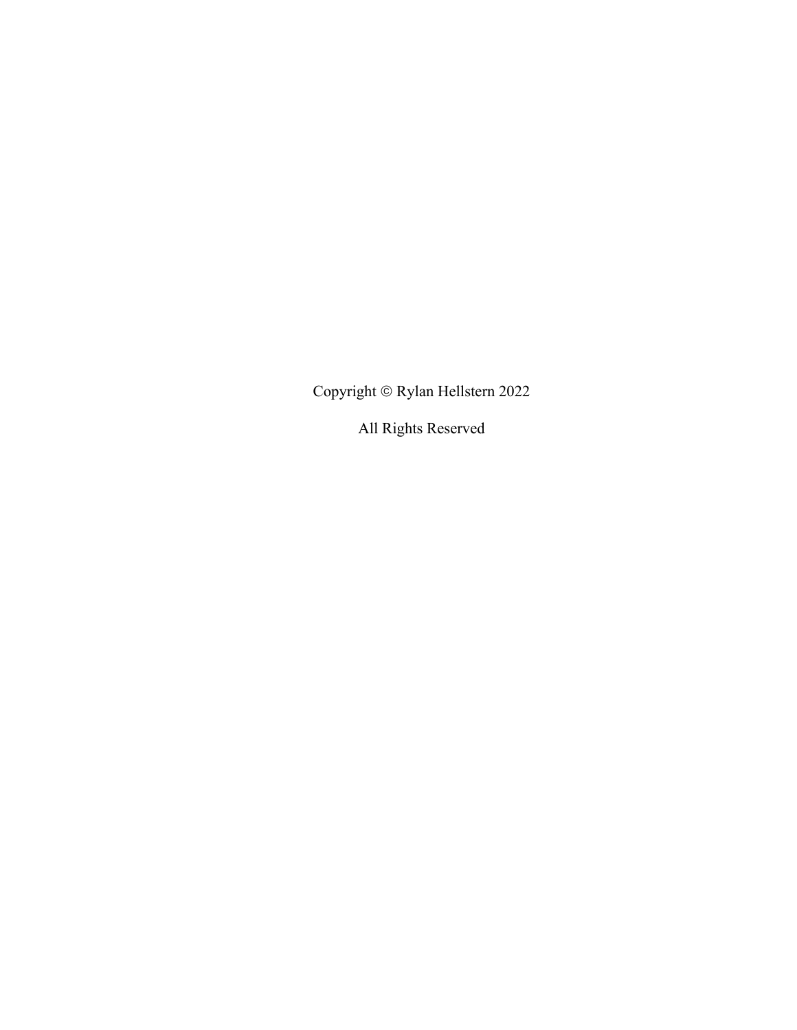Copyright © Rylan Hellstern 2022

All Rights Reserved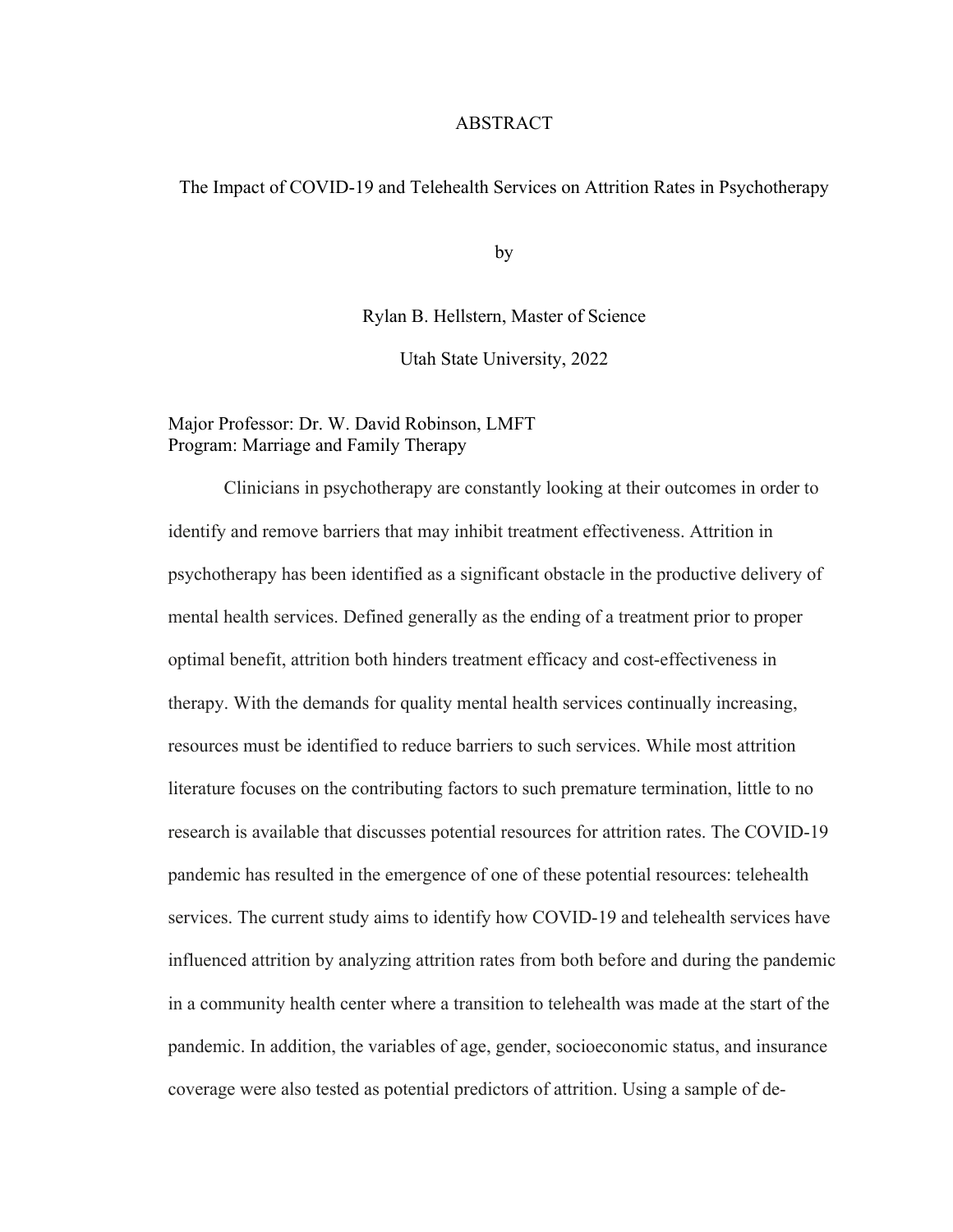# ABSTRACT

## The Impact of COVID-19 and Telehealth Services on Attrition Rates in Psychotherapy

by

Rylan B. Hellstern, Master of Science

Utah State University, 2022

Major Professor: Dr. W. David Robinson, LMFT
Program: Marriage and Family Therapy

Clinicians in psychotherapy are constantly looking at their outcomes in order to identify and remove barriers that may inhibit treatment effectiveness. Attrition in psychotherapy has been identified as a significant obstacle in the productive delivery of mental health services. Defined generally as the ending of a treatment prior to proper optimal benefit, attrition both hinders treatment efficacy and cost-effectiveness in therapy. With the demands for quality mental health services continually increasing, resources must be identified to reduce barriers to such services. While most attrition literature focuses on the contributing factors to such premature termination, little to no research is available that discusses potential resources for attrition rates. The COVID-19 pandemic has resulted in the emergence of one of these potential resources: telehealth services. The current study aims to identify how COVID-19 and telehealth services have influenced attrition by analyzing attrition rates from both before and during the pandemic in a community health center where a transition to telehealth was made at the start of the pandemic. In addition, the variables of age, gender, socioeconomic status, and insurance coverage were also tested as potential predictors of attrition. Using a sample of de-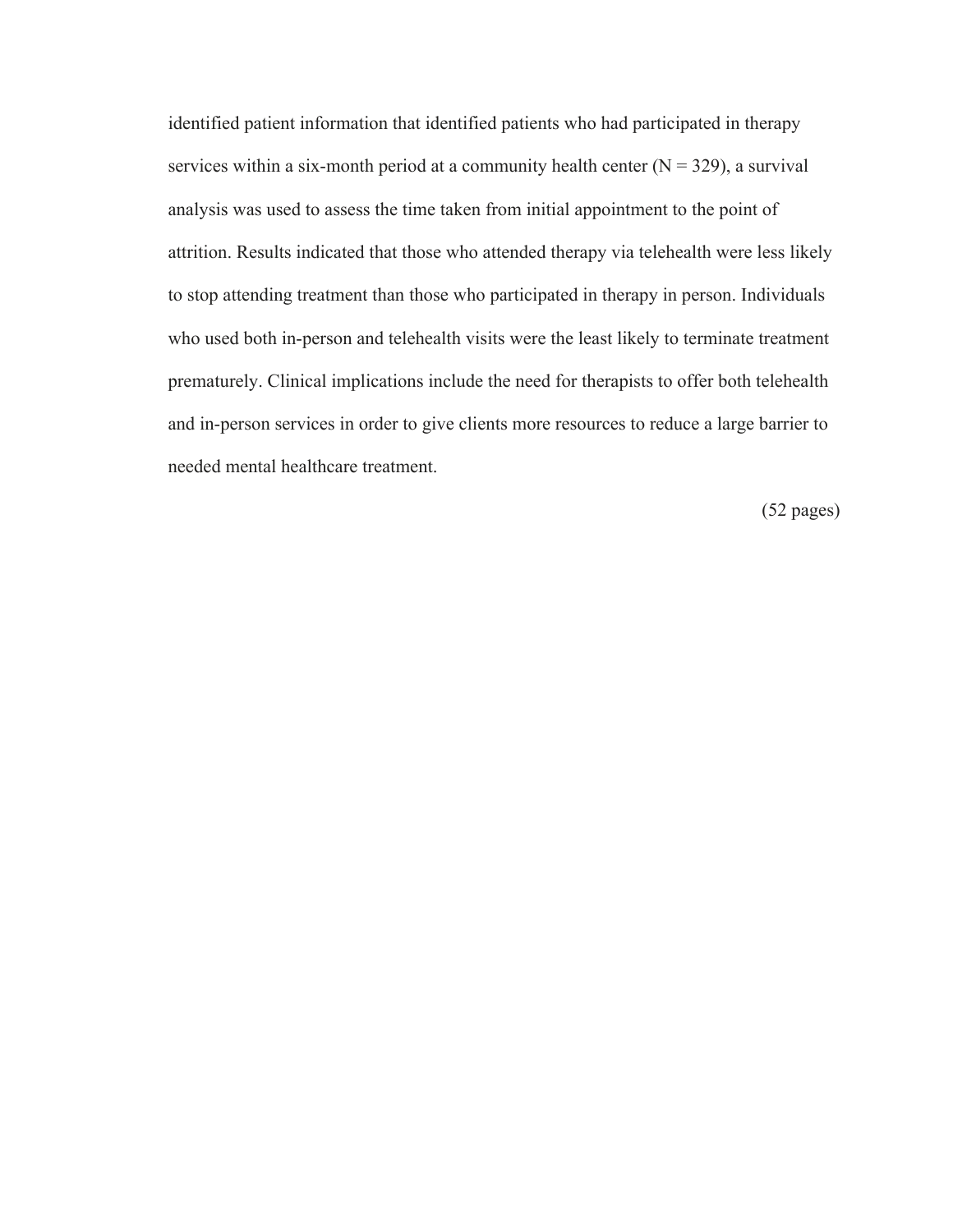identified patient information that identified patients who had participated in therapy services within a six-month period at a community health center (N = 329), a survival analysis was used to assess the time taken from initial appointment to the point of attrition. Results indicated that those who attended therapy via telehealth were less likely to stop attending treatment than those who participated in therapy in person. Individuals who used both in-person and telehealth visits were the least likely to terminate treatment prematurely. Clinical implications include the need for therapists to offer both telehealth and in-person services in order to give clients more resources to reduce a large barrier to needed mental healthcare treatment.

(52 pages)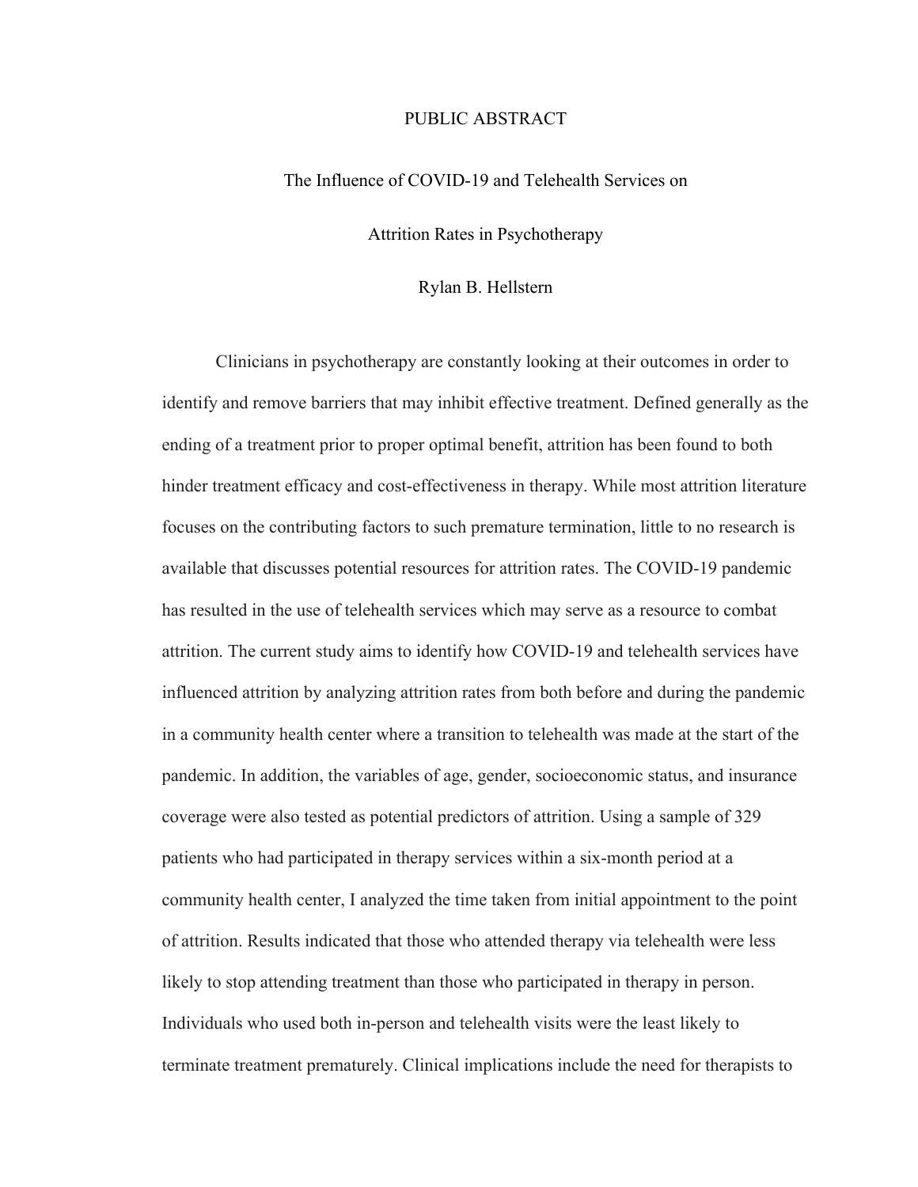# PUBLIC ABSTRACT

## The Influence of COVID-19 and Telehealth Services on Attrition Rates in Psychotherapy

Rylan B. Hellstern

Clinicians in psychotherapy are constantly looking at their outcomes in order to identify and remove barriers that may inhibit effective treatment. Defined generally as the ending of a treatment prior to proper optimal benefit, attrition has been found to both hinder treatment efficacy and cost-effectiveness in therapy. While most attrition literature focuses on the contributing factors to such premature termination, little to no research is available that discusses potential resources for attrition rates. The COVID-19 pandemic has resulted in the use of telehealth services which may serve as a resource to combat attrition. The current study aims to identify how COVID-19 and telehealth services have influenced attrition by analyzing attrition rates from both before and during the pandemic in a community health center where a transition to telehealth was made at the start of the pandemic. In addition, the variables of age, gender, socioeconomic status, and insurance coverage were also tested as potential predictors of attrition. Using a sample of 329 patients who had participated in therapy services within a six-month period at a community health center, I analyzed the time taken from initial appointment to the point of attrition. Results indicated that those who attended therapy via telehealth were less likely to stop attending treatment than those who participated in therapy in person. Individuals who used both in-person and telehealth visits were the least likely to terminate treatment prematurely. Clinical implications include the need for therapists to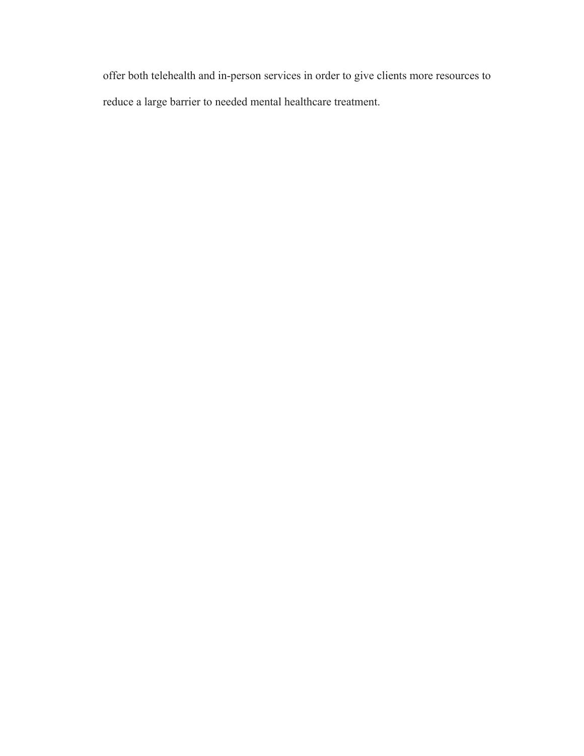offer both telehealth and in-person services in order to give clients more resources to reduce a large barrier to needed mental healthcare treatment.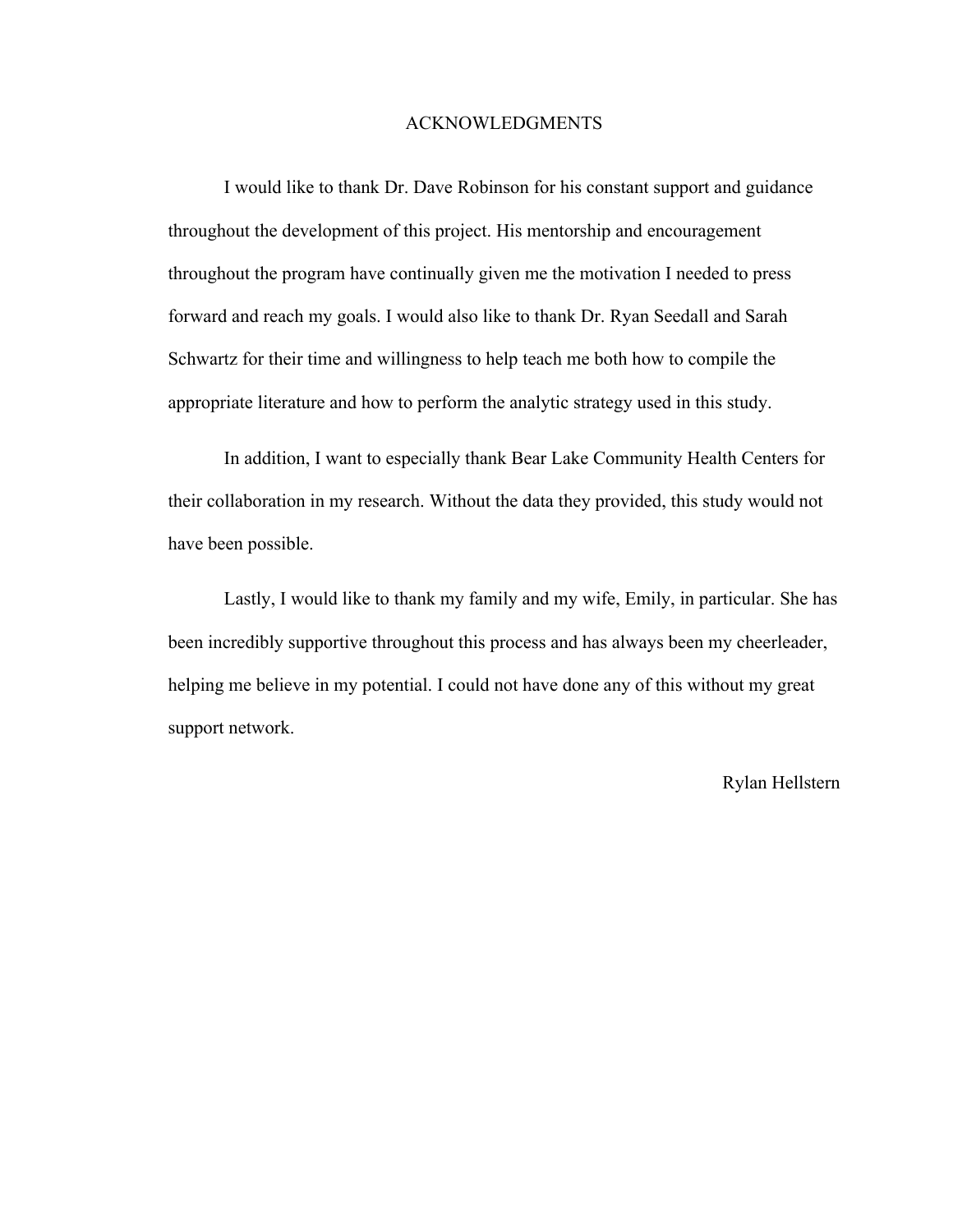# ACKNOWLEDGMENTS

I would like to thank Dr. Dave Robinson for his constant support and guidance throughout the development of this project. His mentorship and encouragement throughout the program have continually given me the motivation I needed to press forward and reach my goals. I would also like to thank Dr. Ryan Seedall and Sarah Schwartz for their time and willingness to help teach me both how to compile the appropriate literature and how to perform the analytic strategy used in this study.

In addition, I want to especially thank Bear Lake Community Health Centers for their collaboration in my research. Without the data they provided, this study would not have been possible.

Lastly, I would like to thank my family and my wife, Emily, in particular. She has been incredibly supportive throughout this process and has always been my cheerleader, helping me believe in my potential. I could not have done any of this without my great support network.

Rylan Hellstern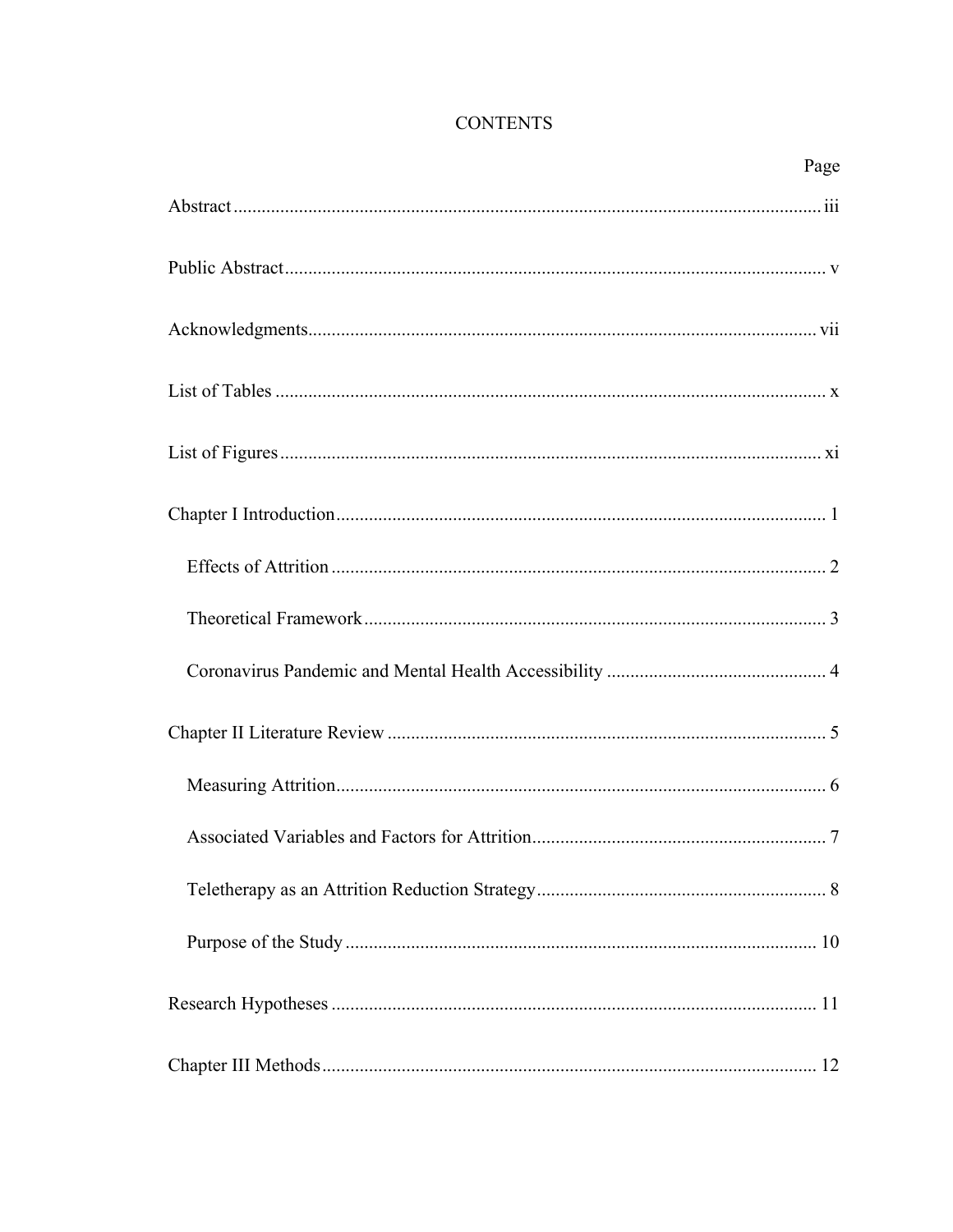# CONTENTS

| | Page |
|---|---|
| Abstract | iii |
| Public Abstract | v |
| Acknowledgments | vii |
| List of Tables | x |
| List of Figures | xi |
| Chapter I Introduction | 1 |
| Effects of Attrition | 2 |
| Theoretical Framework | 3 |
| Coronavirus Pandemic and Mental Health Accessibility | 4 |
| Chapter II Literature Review | 5 |
| Measuring Attrition | 6 |
| Associated Variables and Factors for Attrition | 7 |
| Teletherapy as an Attrition Reduction Strategy | 8 |
| Purpose of the Study | 10 |
| Research Hypotheses | 11 |
| Chapter III Methods | 12 |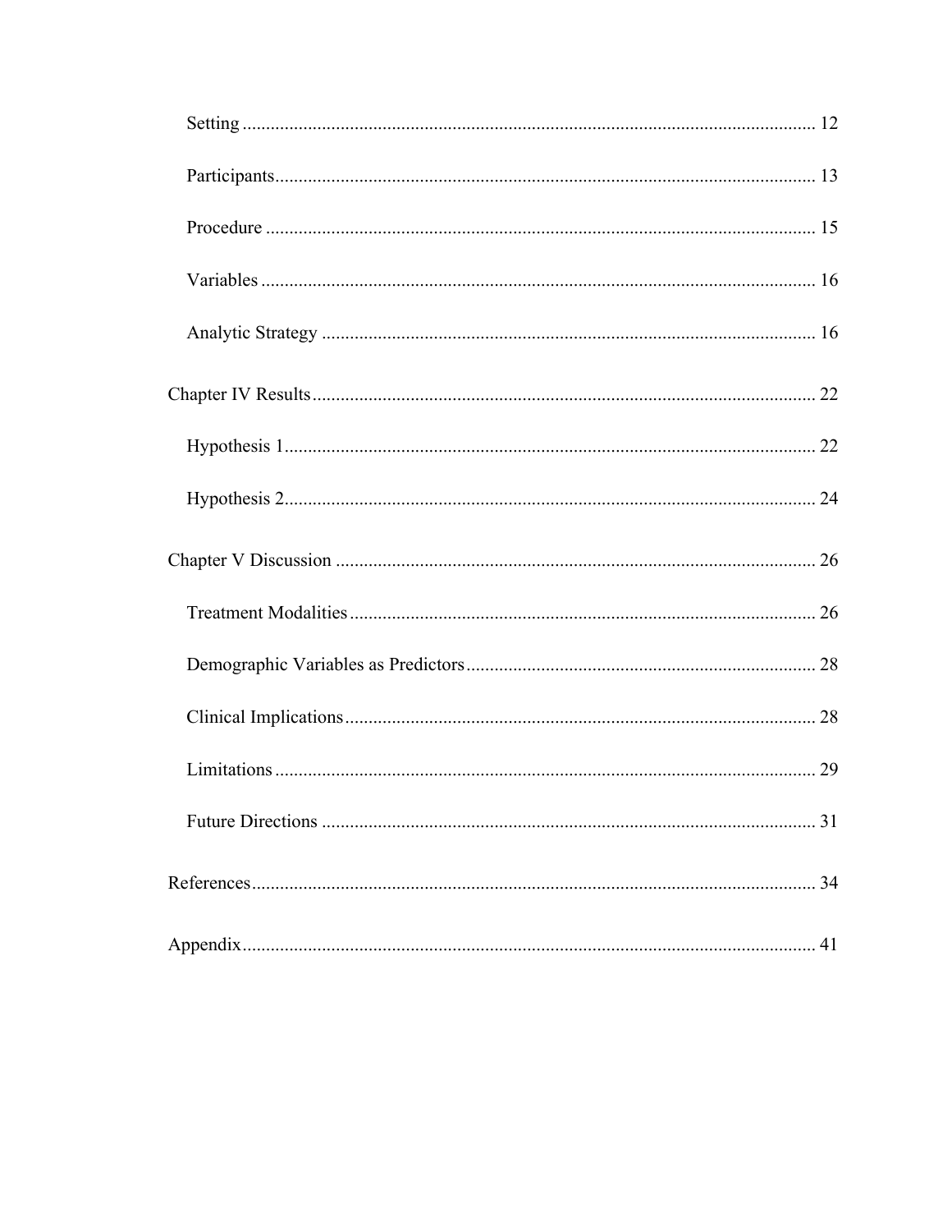Setting ........................................................................................................... 12

Participants..................................................................................................... 13

Procedure ....................................................................................................... 15

Variables ........................................................................................................ 16

Analytic Strategy ........................................................................................... 16

Chapter IV Results ............................................................................................. 22

Hypothesis 1 .................................................................................................. 22

Hypothesis 2 .................................................................................................. 24

Chapter V Discussion ........................................................................................ 26

Treatment Modalities ..................................................................................... 26

Demographic Variables as Predictors ............................................................ 28

Clinical Implications ...................................................................................... 28

Limitations ..................................................................................................... 29

Future Directions ........................................................................................... 31

References .......................................................................................................... 34

Appendix ............................................................................................................ 41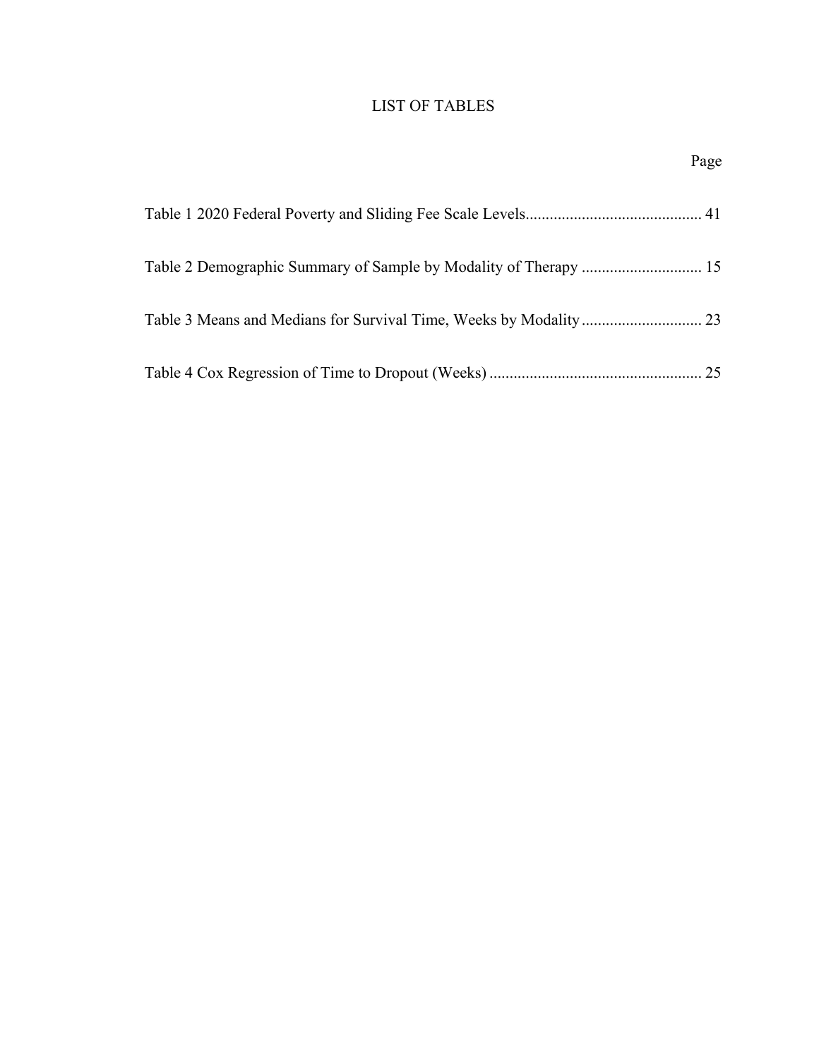# LIST OF TABLES

| | Page |
|---|---|
| Table 1 2020 Federal Poverty and Sliding Fee Scale Levels | 41 |
| Table 2 Demographic Summary of Sample by Modality of Therapy | 15 |
| Table 3 Means and Medians for Survival Time, Weeks by Modality | 23 |
| Table 4 Cox Regression of Time to Dropout (Weeks) | 25 |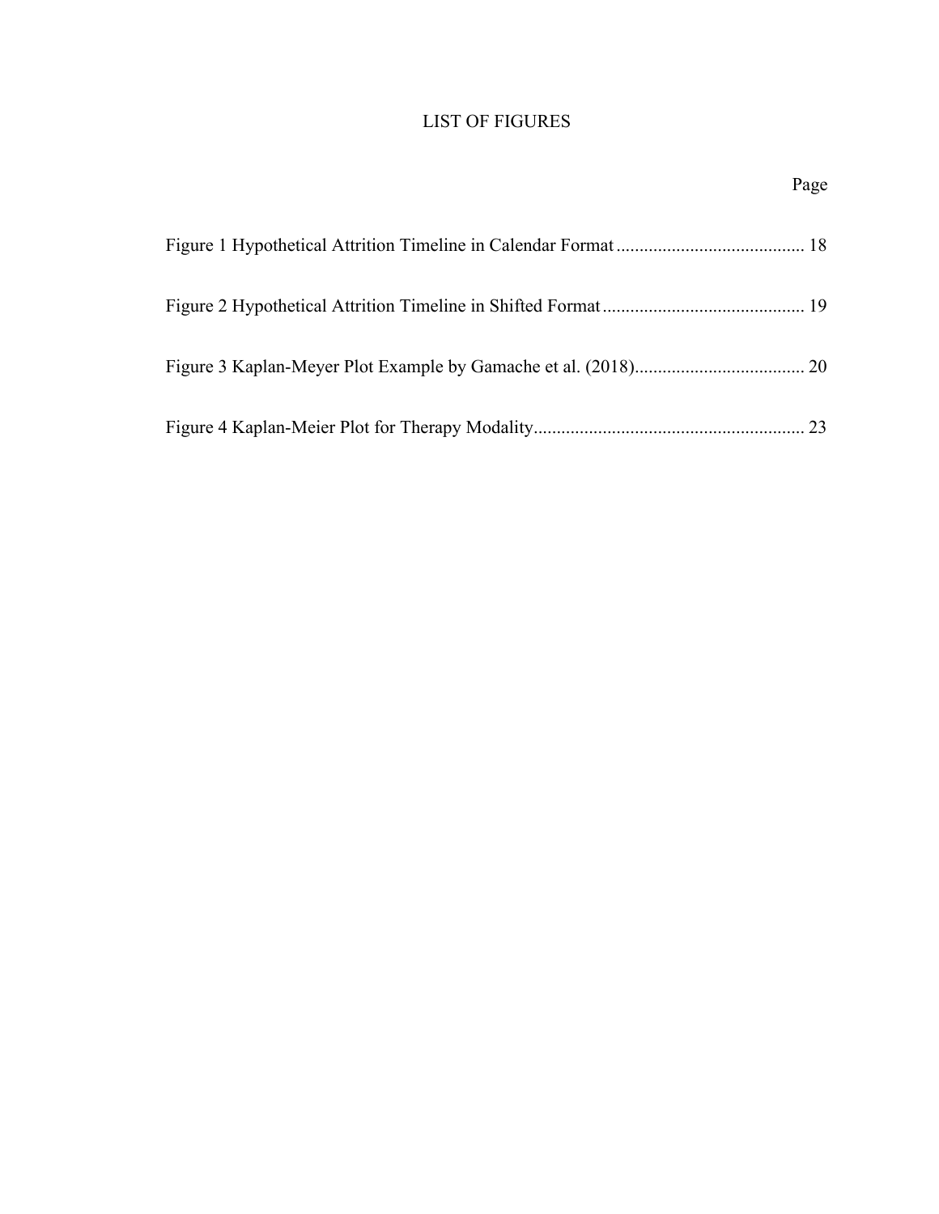# LIST OF FIGURES

| | Page |
|---|---|
| Figure 1 Hypothetical Attrition Timeline in Calendar Format | 18 |
| Figure 2 Hypothetical Attrition Timeline in Shifted Format | 19 |
| Figure 3 Kaplan-Meyer Plot Example by Gamache et al. (2018) | 20 |
| Figure 4 Kaplan-Meier Plot for Therapy Modality | 23 |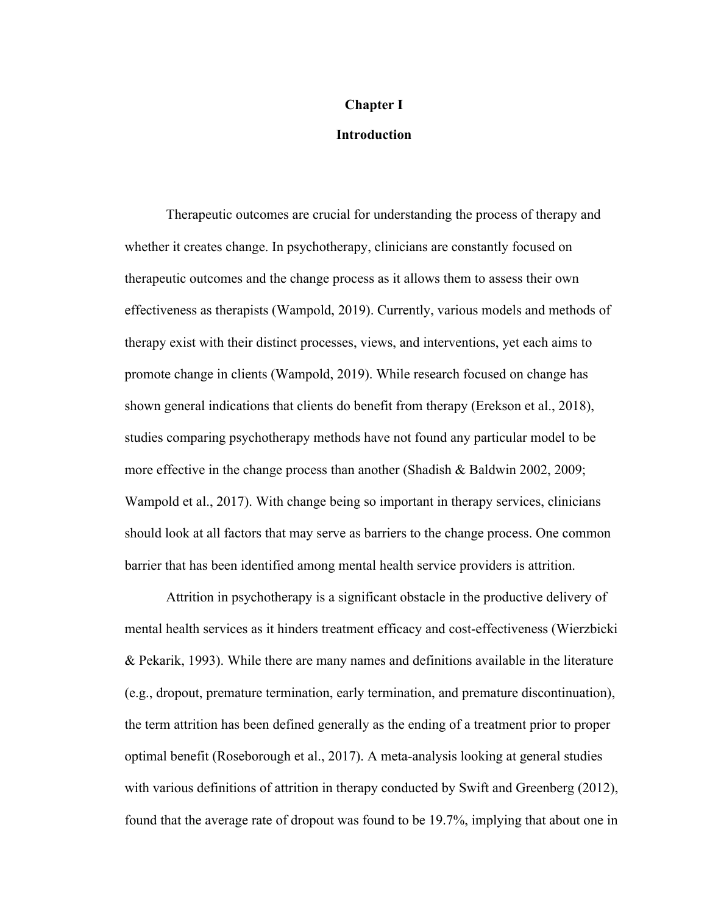# Chapter I

## Introduction

Therapeutic outcomes are crucial for understanding the process of therapy and whether it creates change. In psychotherapy, clinicians are constantly focused on therapeutic outcomes and the change process as it allows them to assess their own effectiveness as therapists (Wampold, 2019). Currently, various models and methods of therapy exist with their distinct processes, views, and interventions, yet each aims to promote change in clients (Wampold, 2019). While research focused on change has shown general indications that clients do benefit from therapy (Erekson et al., 2018), studies comparing psychotherapy methods have not found any particular model to be more effective in the change process than another (Shadish & Baldwin 2002, 2009; Wampold et al., 2017). With change being so important in therapy services, clinicians should look at all factors that may serve as barriers to the change process. One common barrier that has been identified among mental health service providers is attrition.

Attrition in psychotherapy is a significant obstacle in the productive delivery of mental health services as it hinders treatment efficacy and cost-effectiveness (Wierzbicki & Pekarik, 1993). While there are many names and definitions available in the literature (e.g., dropout, premature termination, early termination, and premature discontinuation), the term attrition has been defined generally as the ending of a treatment prior to proper optimal benefit (Roseborough et al., 2017). A meta-analysis looking at general studies with various definitions of attrition in therapy conducted by Swift and Greenberg (2012), found that the average rate of dropout was found to be 19.7%, implying that about one in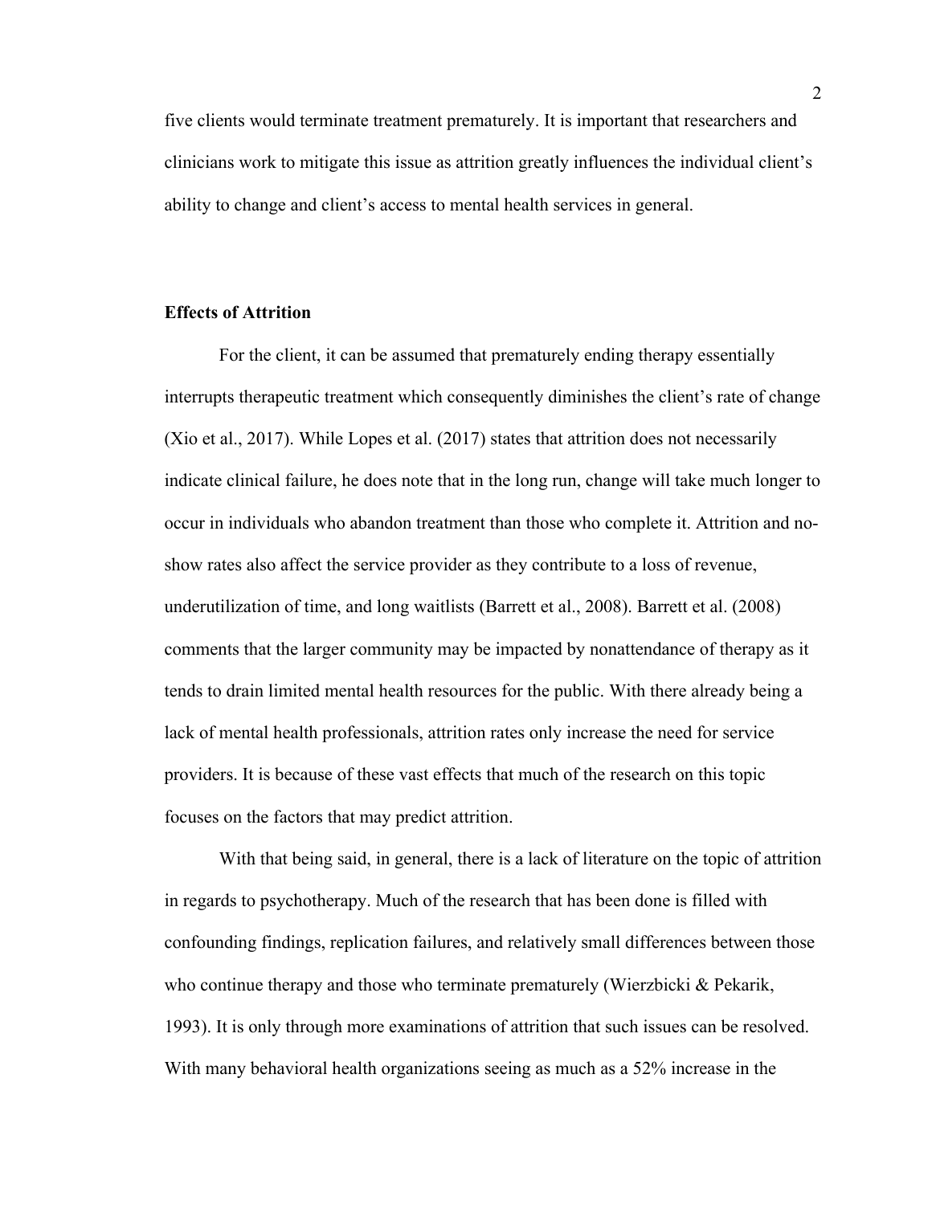five clients would terminate treatment prematurely. It is important that researchers and clinicians work to mitigate this issue as attrition greatly influences the individual client's ability to change and client's access to mental health services in general.

## Effects of Attrition

For the client, it can be assumed that prematurely ending therapy essentially interrupts therapeutic treatment which consequently diminishes the client's rate of change (Xio et al., 2017). While Lopes et al. (2017) states that attrition does not necessarily indicate clinical failure, he does note that in the long run, change will take much longer to occur in individuals who abandon treatment than those who complete it. Attrition and no-show rates also affect the service provider as they contribute to a loss of revenue, underutilization of time, and long waitlists (Barrett et al., 2008). Barrett et al. (2008) comments that the larger community may be impacted by nonattendance of therapy as it tends to drain limited mental health resources for the public. With there already being a lack of mental health professionals, attrition rates only increase the need for service providers. It is because of these vast effects that much of the research on this topic focuses on the factors that may predict attrition.

With that being said, in general, there is a lack of literature on the topic of attrition in regards to psychotherapy. Much of the research that has been done is filled with confounding findings, replication failures, and relatively small differences between those who continue therapy and those who terminate prematurely (Wierzbicki & Pekarik, 1993). It is only through more examinations of attrition that such issues can be resolved. With many behavioral health organizations seeing as much as a 52% increase in the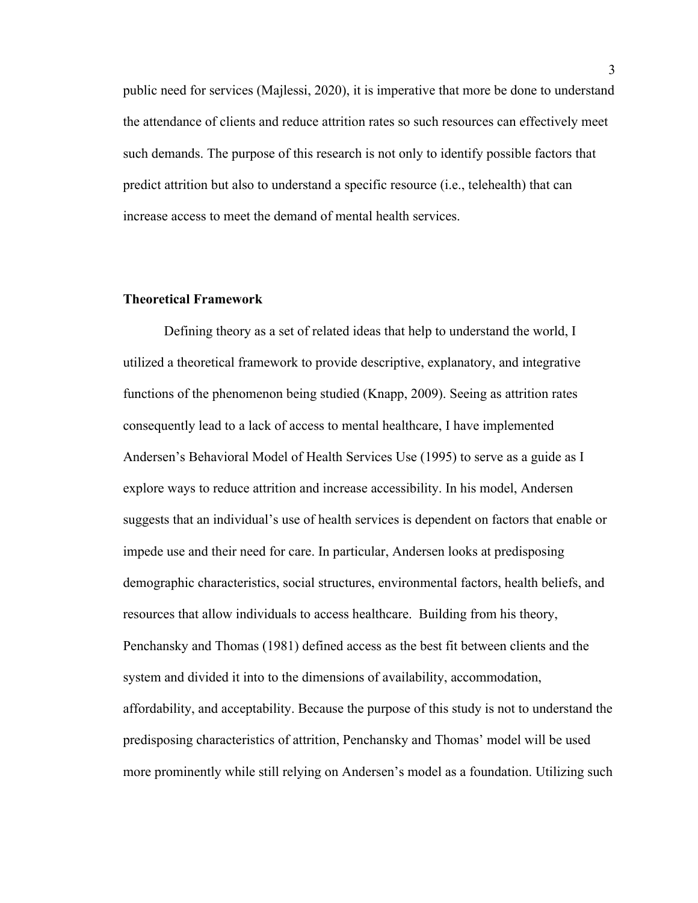public need for services (Majlessi, 2020), it is imperative that more be done to understand the attendance of clients and reduce attrition rates so such resources can effectively meet such demands. The purpose of this research is not only to identify possible factors that predict attrition but also to understand a specific resource (i.e., telehealth) that can increase access to meet the demand of mental health services.

**Theoretical Framework**

Defining theory as a set of related ideas that help to understand the world, I utilized a theoretical framework to provide descriptive, explanatory, and integrative functions of the phenomenon being studied (Knapp, 2009). Seeing as attrition rates consequently lead to a lack of access to mental healthcare, I have implemented Andersen's Behavioral Model of Health Services Use (1995) to serve as a guide as I explore ways to reduce attrition and increase accessibility. In his model, Andersen suggests that an individual's use of health services is dependent on factors that enable or impede use and their need for care. In particular, Andersen looks at predisposing demographic characteristics, social structures, environmental factors, health beliefs, and resources that allow individuals to access healthcare. Building from his theory, Penchansky and Thomas (1981) defined access as the best fit between clients and the system and divided it into to the dimensions of availability, accommodation, affordability, and acceptability. Because the purpose of this study is not to understand the predisposing characteristics of attrition, Penchansky and Thomas' model will be used more prominently while still relying on Andersen's model as a foundation. Utilizing such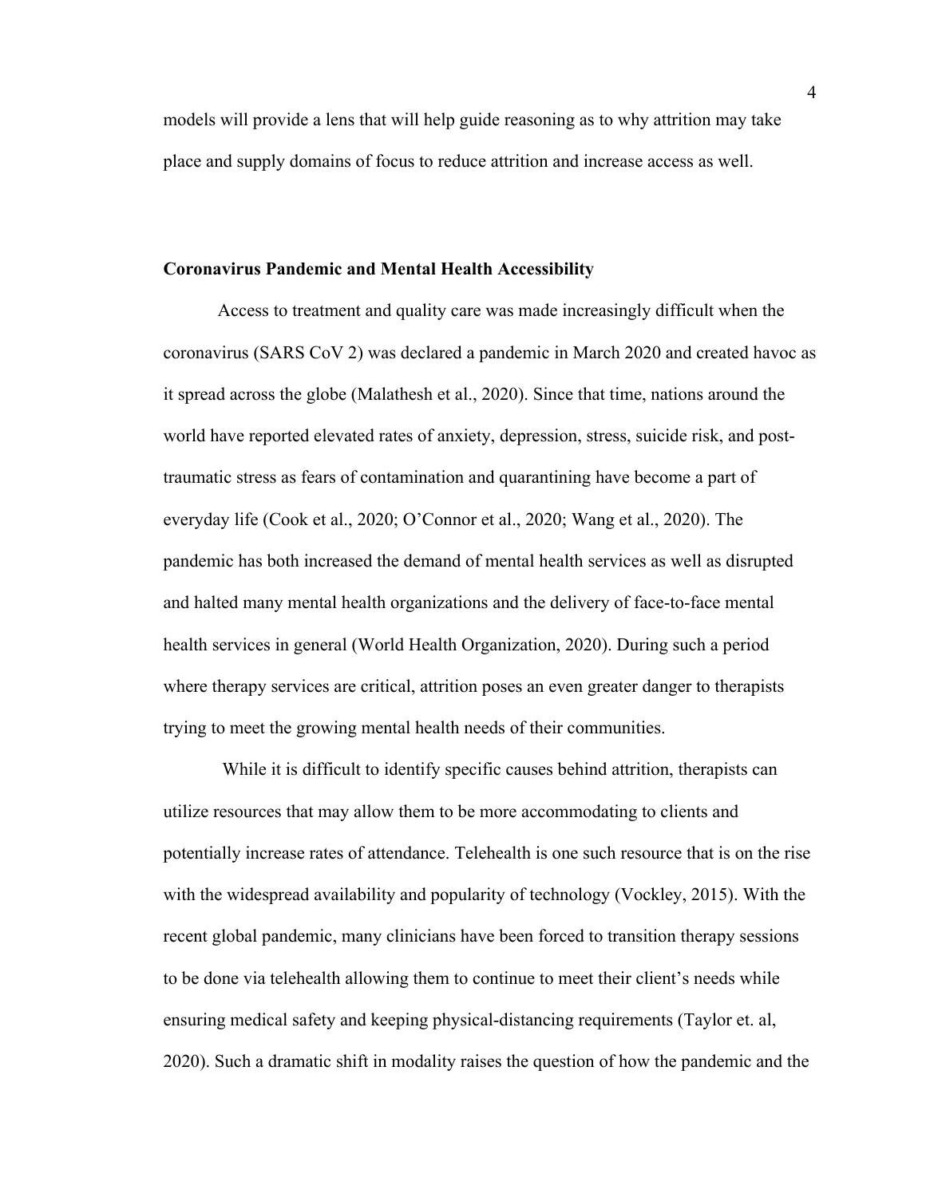models will provide a lens that will help guide reasoning as to why attrition may take place and supply domains of focus to reduce attrition and increase access as well.

## Coronavirus Pandemic and Mental Health Accessibility

Access to treatment and quality care was made increasingly difficult when the coronavirus (SARS CoV 2) was declared a pandemic in March 2020 and created havoc as it spread across the globe (Malathesh et al., 2020). Since that time, nations around the world have reported elevated rates of anxiety, depression, stress, suicide risk, and post-traumatic stress as fears of contamination and quarantining have become a part of everyday life (Cook et al., 2020; O'Connor et al., 2020; Wang et al., 2020). The pandemic has both increased the demand of mental health services as well as disrupted and halted many mental health organizations and the delivery of face-to-face mental health services in general (World Health Organization, 2020). During such a period where therapy services are critical, attrition poses an even greater danger to therapists trying to meet the growing mental health needs of their communities.

While it is difficult to identify specific causes behind attrition, therapists can utilize resources that may allow them to be more accommodating to clients and potentially increase rates of attendance. Telehealth is one such resource that is on the rise with the widespread availability and popularity of technology (Vockley, 2015). With the recent global pandemic, many clinicians have been forced to transition therapy sessions to be done via telehealth allowing them to continue to meet their client's needs while ensuring medical safety and keeping physical-distancing requirements (Taylor et. al, 2020). Such a dramatic shift in modality raises the question of how the pandemic and the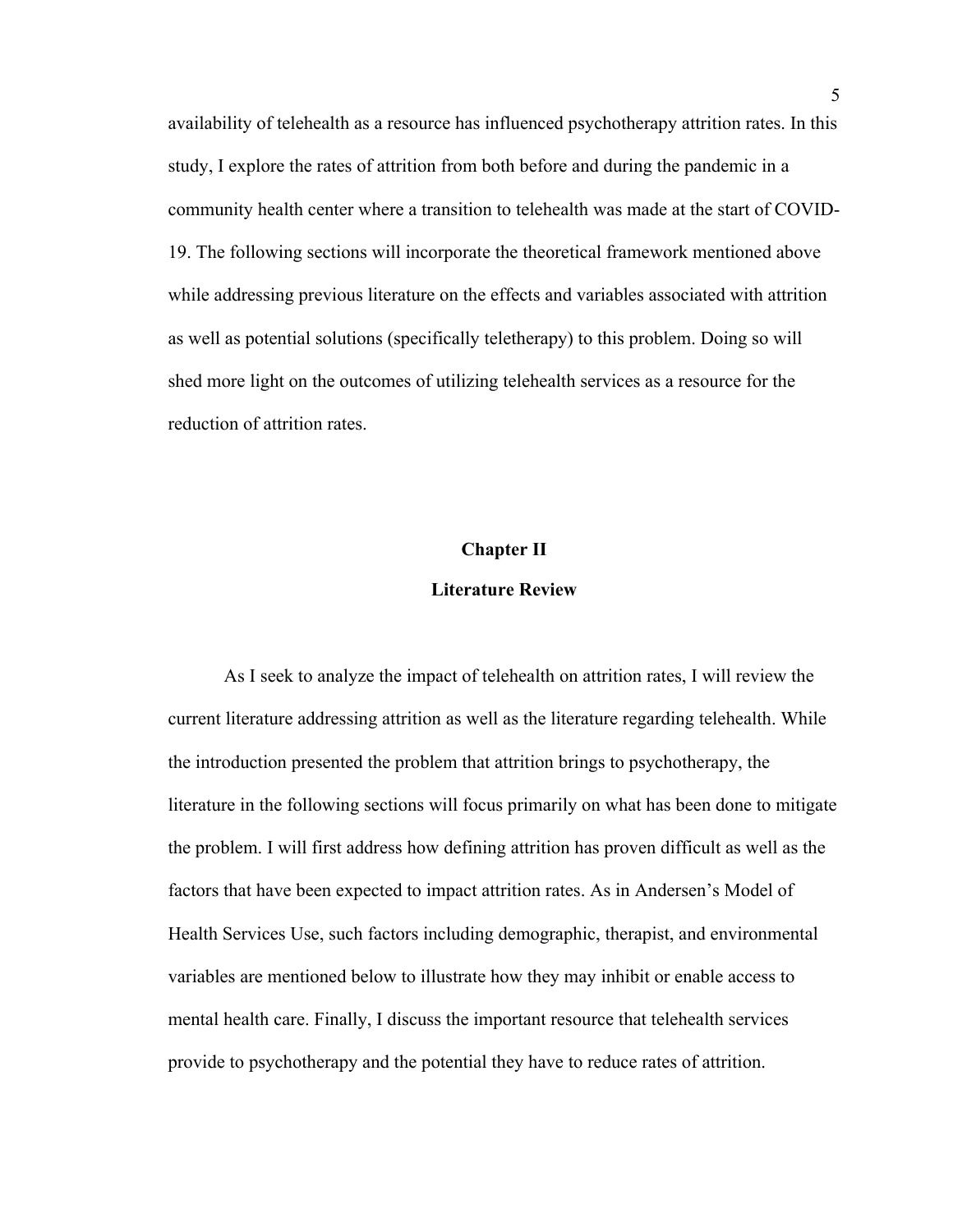availability of telehealth as a resource has influenced psychotherapy attrition rates. In this study, I explore the rates of attrition from both before and during the pandemic in a community health center where a transition to telehealth was made at the start of COVID-19. The following sections will incorporate the theoretical framework mentioned above while addressing previous literature on the effects and variables associated with attrition as well as potential solutions (specifically teletherapy) to this problem. Doing so will shed more light on the outcomes of utilizing telehealth services as a resource for the reduction of attrition rates.

# Chapter II

## Literature Review

As I seek to analyze the impact of telehealth on attrition rates, I will review the current literature addressing attrition as well as the literature regarding telehealth. While the introduction presented the problem that attrition brings to psychotherapy, the literature in the following sections will focus primarily on what has been done to mitigate the problem. I will first address how defining attrition has proven difficult as well as the factors that have been expected to impact attrition rates. As in Andersen's Model of Health Services Use, such factors including demographic, therapist, and environmental variables are mentioned below to illustrate how they may inhibit or enable access to mental health care. Finally, I discuss the important resource that telehealth services provide to psychotherapy and the potential they have to reduce rates of attrition.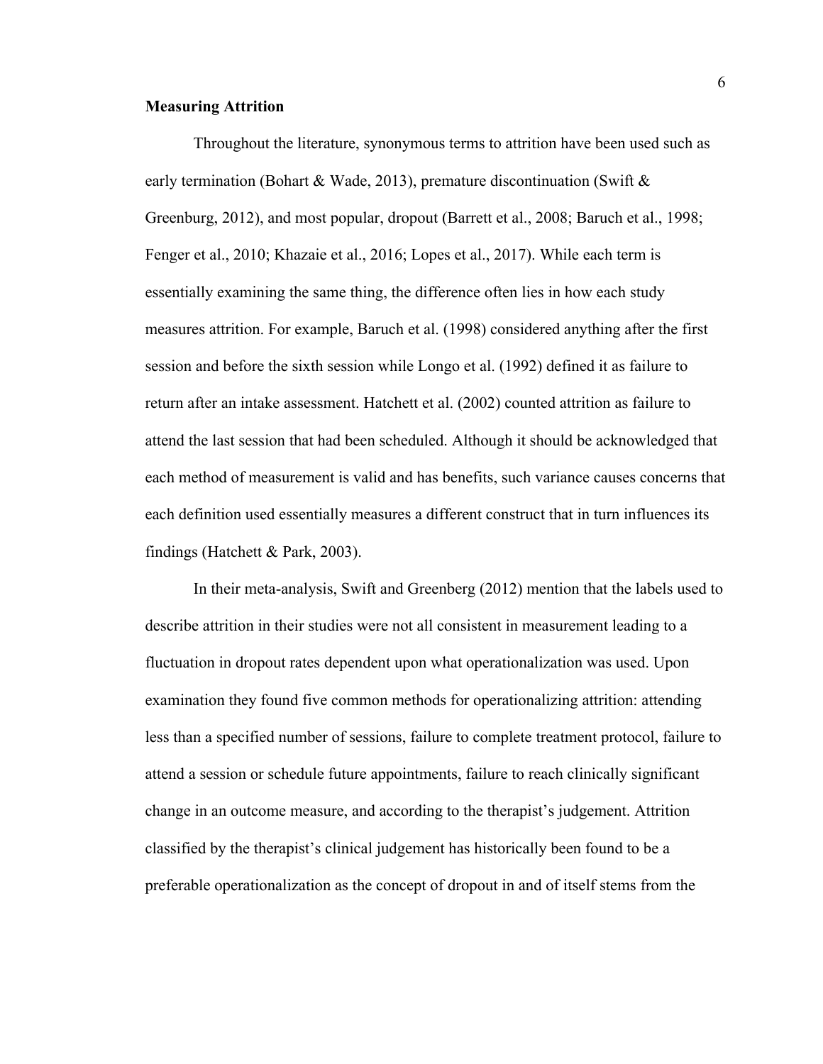## Measuring Attrition

Throughout the literature, synonymous terms to attrition have been used such as early termination (Bohart & Wade, 2013), premature discontinuation (Swift & Greenburg, 2012), and most popular, dropout (Barrett et al., 2008; Baruch et al., 1998; Fenger et al., 2010; Khazaie et al., 2016; Lopes et al., 2017). While each term is essentially examining the same thing, the difference often lies in how each study measures attrition. For example, Baruch et al. (1998) considered anything after the first session and before the sixth session while Longo et al. (1992) defined it as failure to return after an intake assessment. Hatchett et al. (2002) counted attrition as failure to attend the last session that had been scheduled. Although it should be acknowledged that each method of measurement is valid and has benefits, such variance causes concerns that each definition used essentially measures a different construct that in turn influences its findings (Hatchett & Park, 2003).

In their meta-analysis, Swift and Greenberg (2012) mention that the labels used to describe attrition in their studies were not all consistent in measurement leading to a fluctuation in dropout rates dependent upon what operationalization was used. Upon examination they found five common methods for operationalizing attrition: attending less than a specified number of sessions, failure to complete treatment protocol, failure to attend a session or schedule future appointments, failure to reach clinically significant change in an outcome measure, and according to the therapist's judgement. Attrition classified by the therapist's clinical judgement has historically been found to be a preferable operationalization as the concept of dropout in and of itself stems from the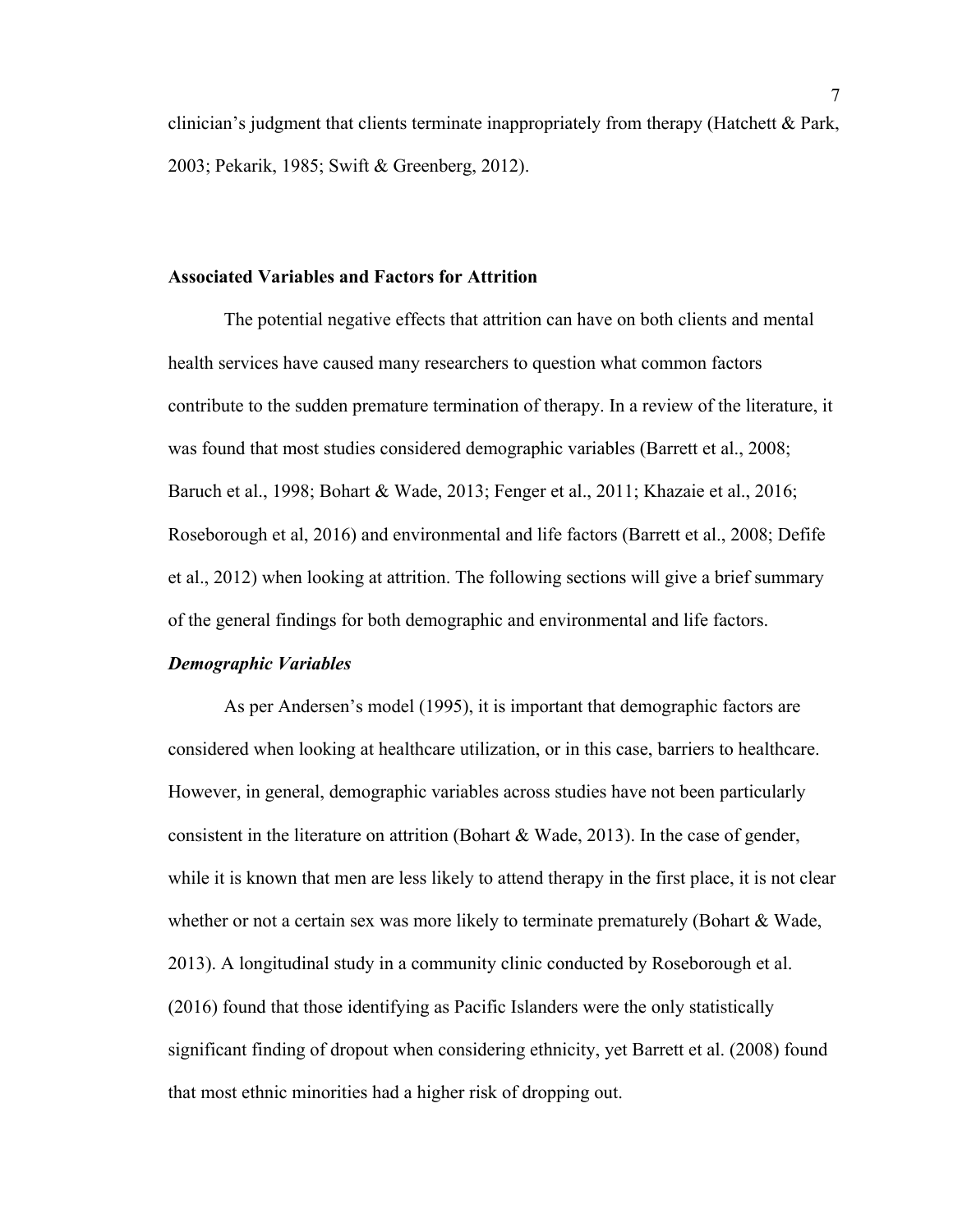clinician's judgment that clients terminate inappropriately from therapy (Hatchett & Park, 2003; Pekarik, 1985; Swift & Greenberg, 2012).

## Associated Variables and Factors for Attrition

The potential negative effects that attrition can have on both clients and mental health services have caused many researchers to question what common factors contribute to the sudden premature termination of therapy. In a review of the literature, it was found that most studies considered demographic variables (Barrett et al., 2008; Baruch et al., 1998; Bohart & Wade, 2013; Fenger et al., 2011; Khazaie et al., 2016; Roseborough et al, 2016) and environmental and life factors (Barrett et al., 2008; Defife et al., 2012) when looking at attrition. The following sections will give a brief summary of the general findings for both demographic and environmental and life factors.

### *Demographic Variables*

As per Andersen's model (1995), it is important that demographic factors are considered when looking at healthcare utilization, or in this case, barriers to healthcare. However, in general, demographic variables across studies have not been particularly consistent in the literature on attrition (Bohart & Wade, 2013). In the case of gender, while it is known that men are less likely to attend therapy in the first place, it is not clear whether or not a certain sex was more likely to terminate prematurely (Bohart & Wade, 2013). A longitudinal study in a community clinic conducted by Roseborough et al. (2016) found that those identifying as Pacific Islanders were the only statistically significant finding of dropout when considering ethnicity, yet Barrett et al. (2008) found that most ethnic minorities had a higher risk of dropping out.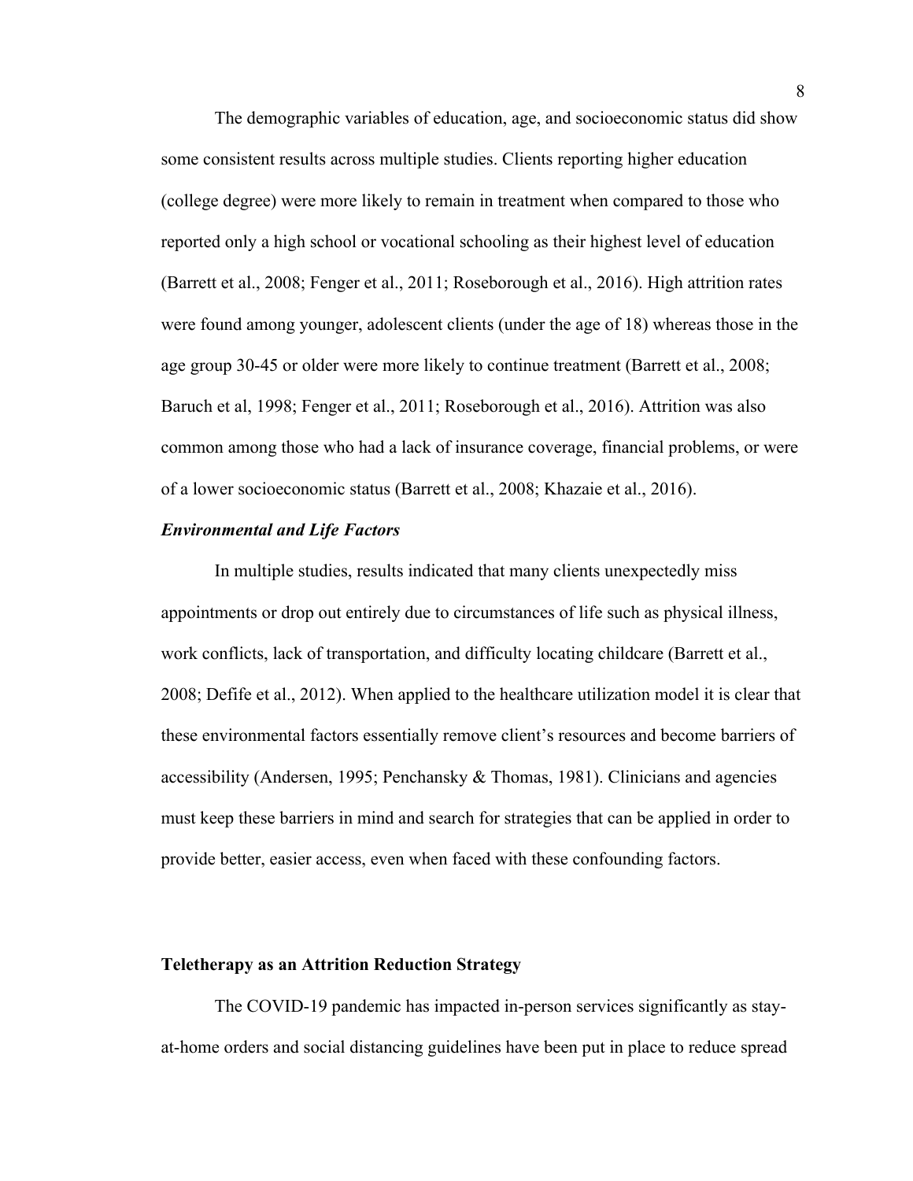The demographic variables of education, age, and socioeconomic status did show some consistent results across multiple studies. Clients reporting higher education (college degree) were more likely to remain in treatment when compared to those who reported only a high school or vocational schooling as their highest level of education (Barrett et al., 2008; Fenger et al., 2011; Roseborough et al., 2016). High attrition rates were found among younger, adolescent clients (under the age of 18) whereas those in the age group 30-45 or older were more likely to continue treatment (Barrett et al., 2008; Baruch et al, 1998; Fenger et al., 2011; Roseborough et al., 2016). Attrition was also common among those who had a lack of insurance coverage, financial problems, or were of a lower socioeconomic status (Barrett et al., 2008; Khazaie et al., 2016).

### *Environmental and Life Factors*

In multiple studies, results indicated that many clients unexpectedly miss appointments or drop out entirely due to circumstances of life such as physical illness, work conflicts, lack of transportation, and difficulty locating childcare (Barrett et al., 2008; Defife et al., 2012). When applied to the healthcare utilization model it is clear that these environmental factors essentially remove client's resources and become barriers of accessibility (Andersen, 1995; Penchansky & Thomas, 1981). Clinicians and agencies must keep these barriers in mind and search for strategies that can be applied in order to provide better, easier access, even when faced with these confounding factors.

## **Teletherapy as an Attrition Reduction Strategy**

The COVID-19 pandemic has impacted in-person services significantly as stay-at-home orders and social distancing guidelines have been put in place to reduce spread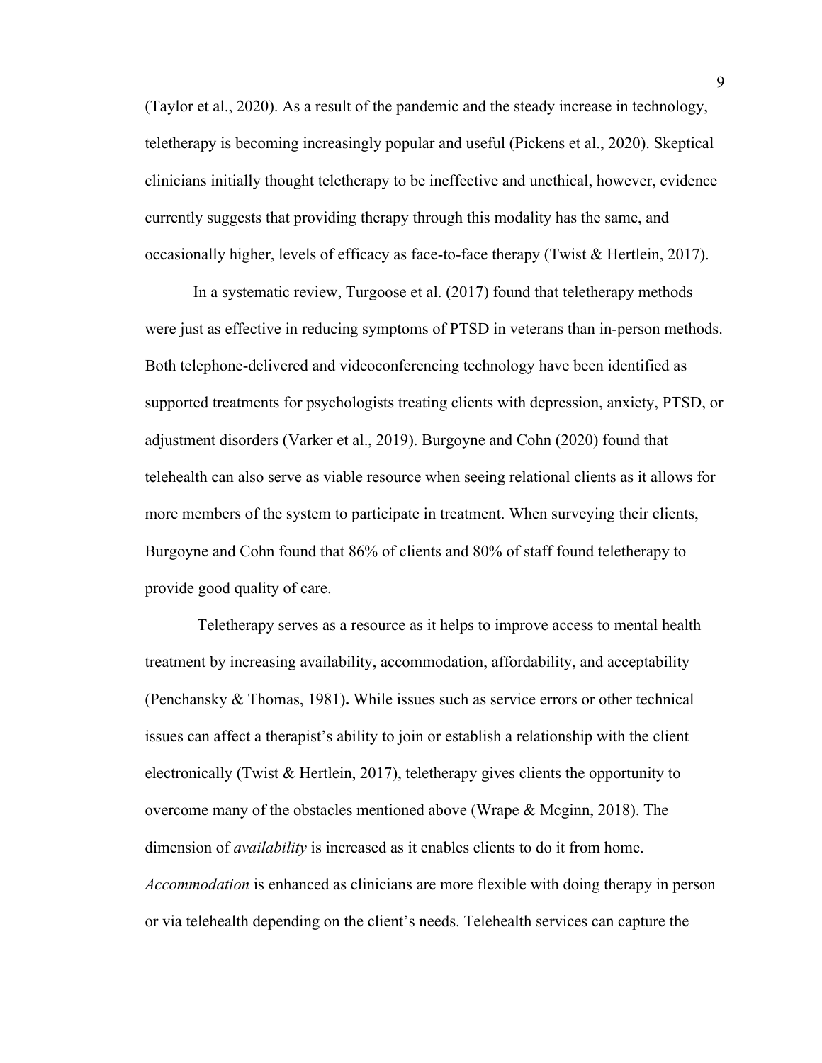(Taylor et al., 2020). As a result of the pandemic and the steady increase in technology, teletherapy is becoming increasingly popular and useful (Pickens et al., 2020). Skeptical clinicians initially thought teletherapy to be ineffective and unethical, however, evidence currently suggests that providing therapy through this modality has the same, and occasionally higher, levels of efficacy as face-to-face therapy (Twist & Hertlein, 2017).

In a systematic review, Turgoose et al. (2017) found that teletherapy methods were just as effective in reducing symptoms of PTSD in veterans than in-person methods. Both telephone-delivered and videoconferencing technology have been identified as supported treatments for psychologists treating clients with depression, anxiety, PTSD, or adjustment disorders (Varker et al., 2019). Burgoyne and Cohn (2020) found that telehealth can also serve as viable resource when seeing relational clients as it allows for more members of the system to participate in treatment. When surveying their clients, Burgoyne and Cohn found that 86% of clients and 80% of staff found teletherapy to provide good quality of care.

Teletherapy serves as a resource as it helps to improve access to mental health treatment by increasing availability, accommodation, affordability, and acceptability (Penchansky & Thomas, 1981)**.** While issues such as service errors or other technical issues can affect a therapist's ability to join or establish a relationship with the client electronically (Twist & Hertlein, 2017), teletherapy gives clients the opportunity to overcome many of the obstacles mentioned above (Wrape & Mcginn, 2018). The dimension of *availability* is increased as it enables clients to do it from home. *Accommodation* is enhanced as clinicians are more flexible with doing therapy in person or via telehealth depending on the client's needs. Telehealth services can capture the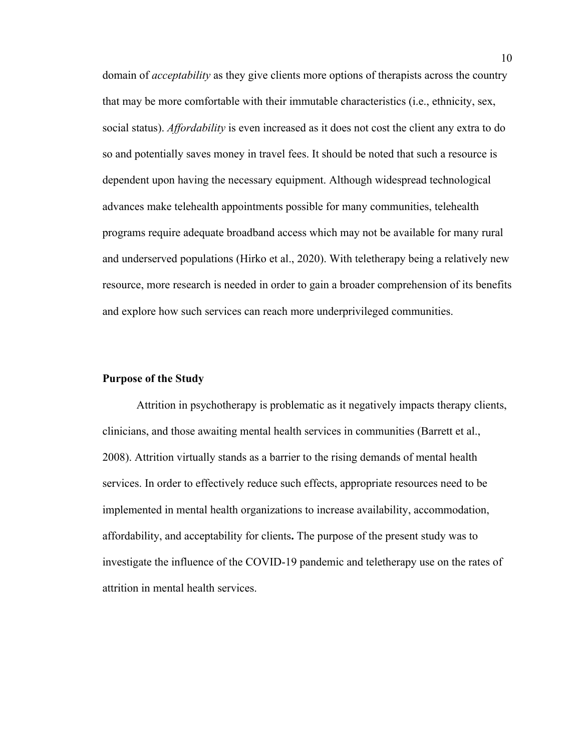domain of *acceptability* as they give clients more options of therapists across the country that may be more comfortable with their immutable characteristics (i.e., ethnicity, sex, social status). *Affordability* is even increased as it does not cost the client any extra to do so and potentially saves money in travel fees. It should be noted that such a resource is dependent upon having the necessary equipment. Although widespread technological advances make telehealth appointments possible for many communities, telehealth programs require adequate broadband access which may not be available for many rural and underserved populations (Hirko et al., 2020). With teletherapy being a relatively new resource, more research is needed in order to gain a broader comprehension of its benefits and explore how such services can reach more underprivileged communities.

## Purpose of the Study

Attrition in psychotherapy is problematic as it negatively impacts therapy clients, clinicians, and those awaiting mental health services in communities (Barrett et al., 2008). Attrition virtually stands as a barrier to the rising demands of mental health services. In order to effectively reduce such effects, appropriate resources need to be implemented in mental health organizations to increase availability, accommodation, affordability, and acceptability for clients**.** The purpose of the present study was to investigate the influence of the COVID-19 pandemic and teletherapy use on the rates of attrition in mental health services.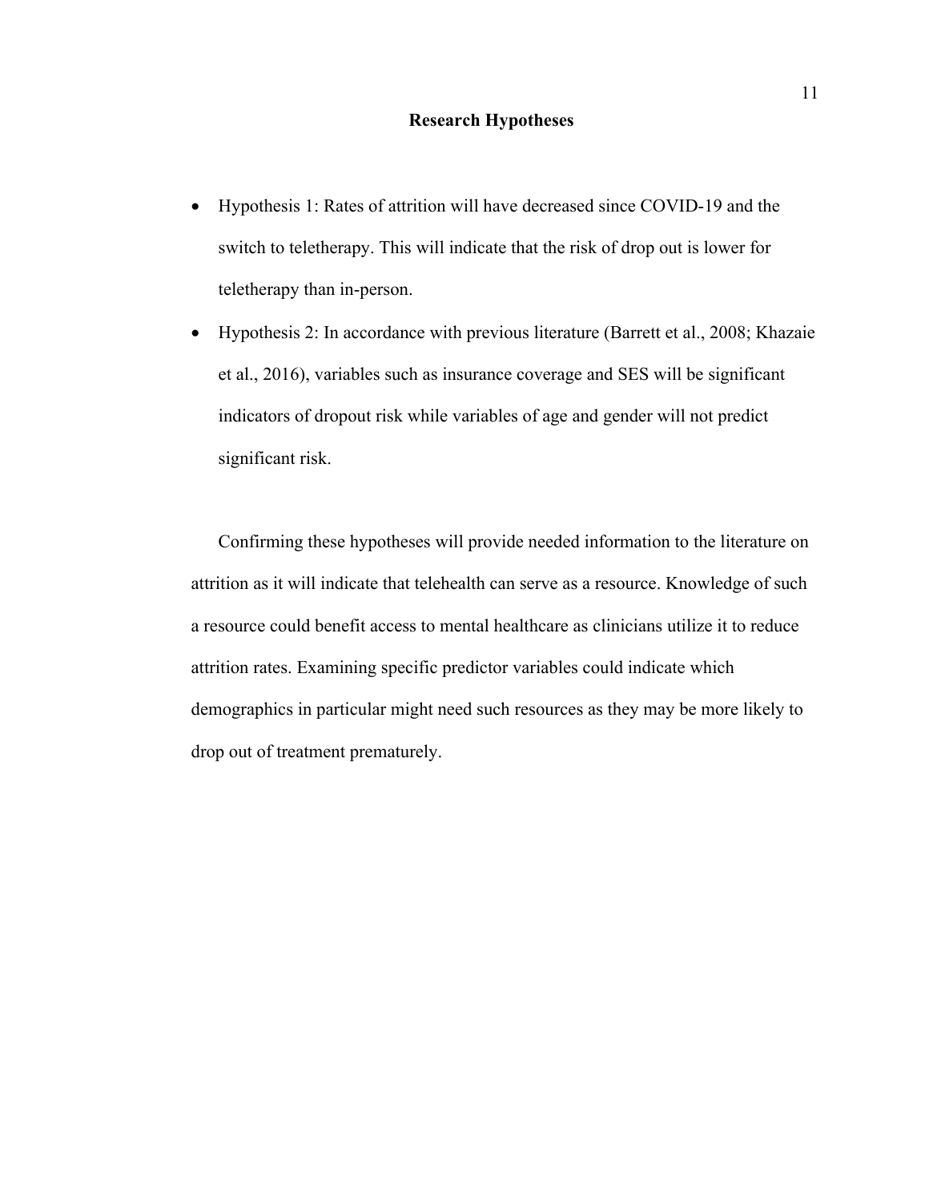## Research Hypotheses

- Hypothesis 1: Rates of attrition will have decreased since COVID-19 and the switch to teletherapy. This will indicate that the risk of drop out is lower for teletherapy than in-person.
- Hypothesis 2: In accordance with previous literature (Barrett et al., 2008; Khazaie et al., 2016), variables such as insurance coverage and SES will be significant indicators of dropout risk while variables of age and gender will not predict significant risk.

Confirming these hypotheses will provide needed information to the literature on attrition as it will indicate that telehealth can serve as a resource. Knowledge of such a resource could benefit access to mental healthcare as clinicians utilize it to reduce attrition rates. Examining specific predictor variables could indicate which demographics in particular might need such resources as they may be more likely to drop out of treatment prematurely.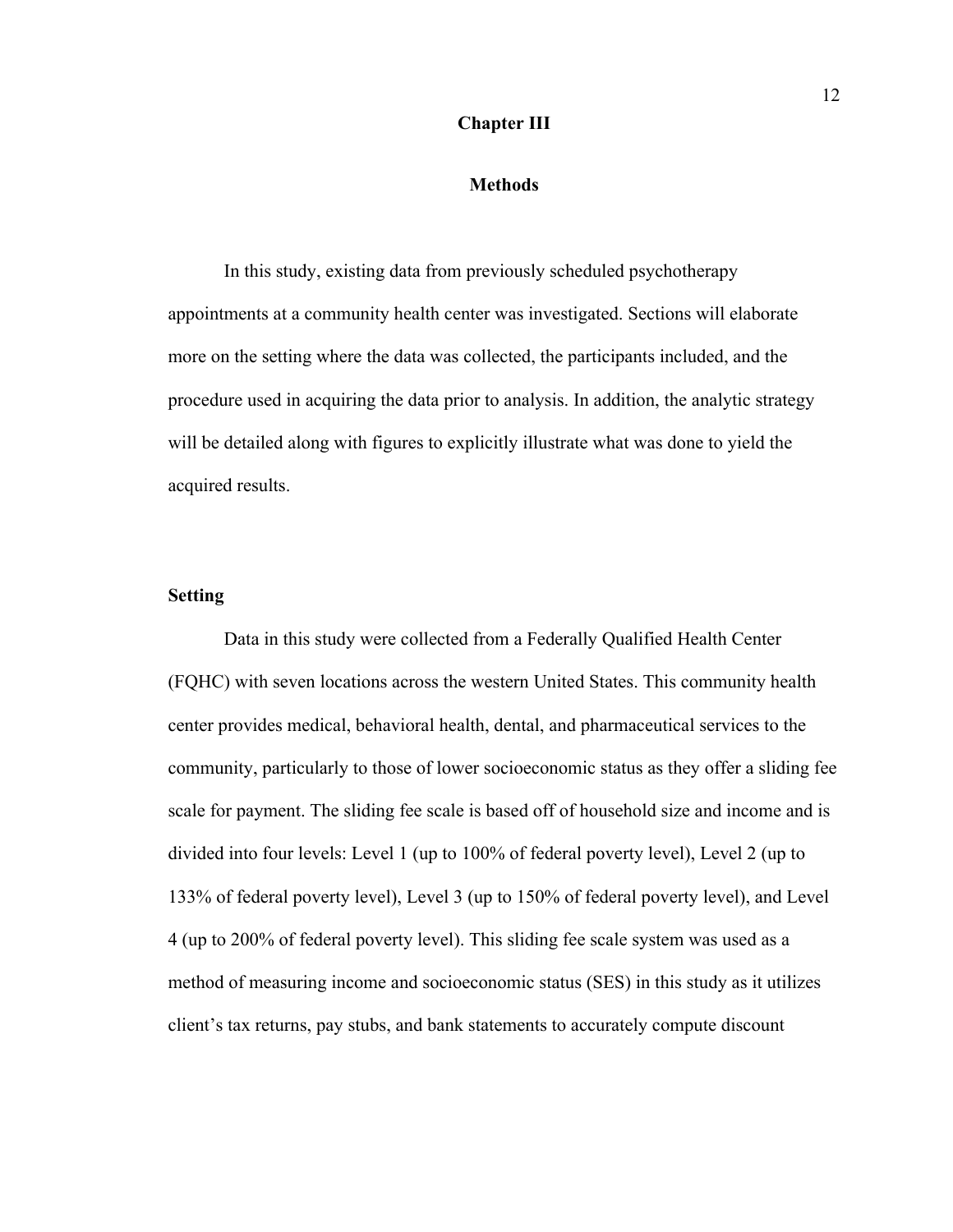# Chapter III

# Methods

In this study, existing data from previously scheduled psychotherapy appointments at a community health center was investigated. Sections will elaborate more on the setting where the data was collected, the participants included, and the procedure used in acquiring the data prior to analysis. In addition, the analytic strategy will be detailed along with figures to explicitly illustrate what was done to yield the acquired results.

## Setting

Data in this study were collected from a Federally Qualified Health Center (FQHC) with seven locations across the western United States. This community health center provides medical, behavioral health, dental, and pharmaceutical services to the community, particularly to those of lower socioeconomic status as they offer a sliding fee scale for payment. The sliding fee scale is based off of household size and income and is divided into four levels: Level 1 (up to 100% of federal poverty level), Level 2 (up to 133% of federal poverty level), Level 3 (up to 150% of federal poverty level), and Level 4 (up to 200% of federal poverty level). This sliding fee scale system was used as a method of measuring income and socioeconomic status (SES) in this study as it utilizes client's tax returns, pay stubs, and bank statements to accurately compute discount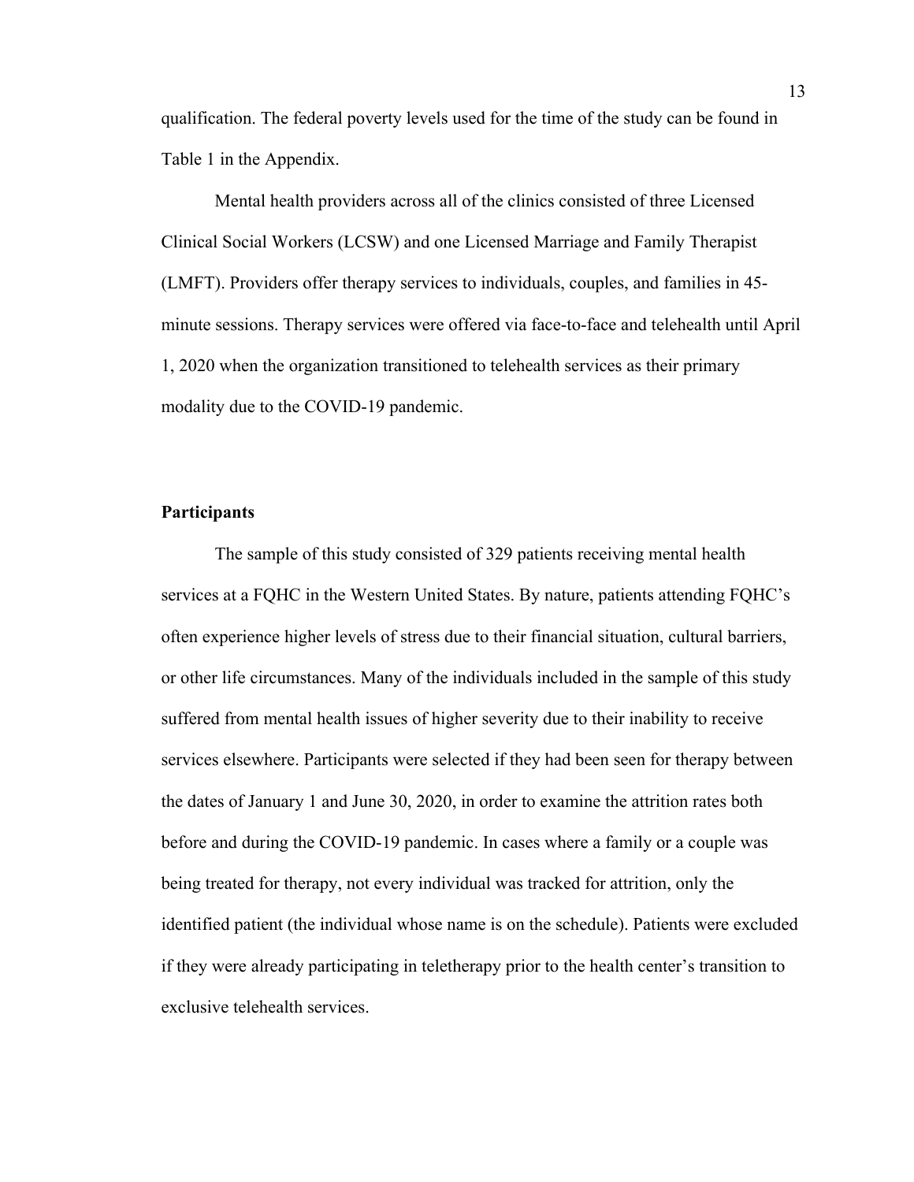qualification. The federal poverty levels used for the time of the study can be found in Table 1 in the Appendix.

Mental health providers across all of the clinics consisted of three Licensed Clinical Social Workers (LCSW) and one Licensed Marriage and Family Therapist (LMFT). Providers offer therapy services to individuals, couples, and families in 45-minute sessions. Therapy services were offered via face-to-face and telehealth until April 1, 2020 when the organization transitioned to telehealth services as their primary modality due to the COVID-19 pandemic.

**Participants**

The sample of this study consisted of 329 patients receiving mental health services at a FQHC in the Western United States. By nature, patients attending FQHC's often experience higher levels of stress due to their financial situation, cultural barriers, or other life circumstances. Many of the individuals included in the sample of this study suffered from mental health issues of higher severity due to their inability to receive services elsewhere. Participants were selected if they had been seen for therapy between the dates of January 1 and June 30, 2020, in order to examine the attrition rates both before and during the COVID-19 pandemic. In cases where a family or a couple was being treated for therapy, not every individual was tracked for attrition, only the identified patient (the individual whose name is on the schedule). Patients were excluded if they were already participating in teletherapy prior to the health center's transition to exclusive telehealth services.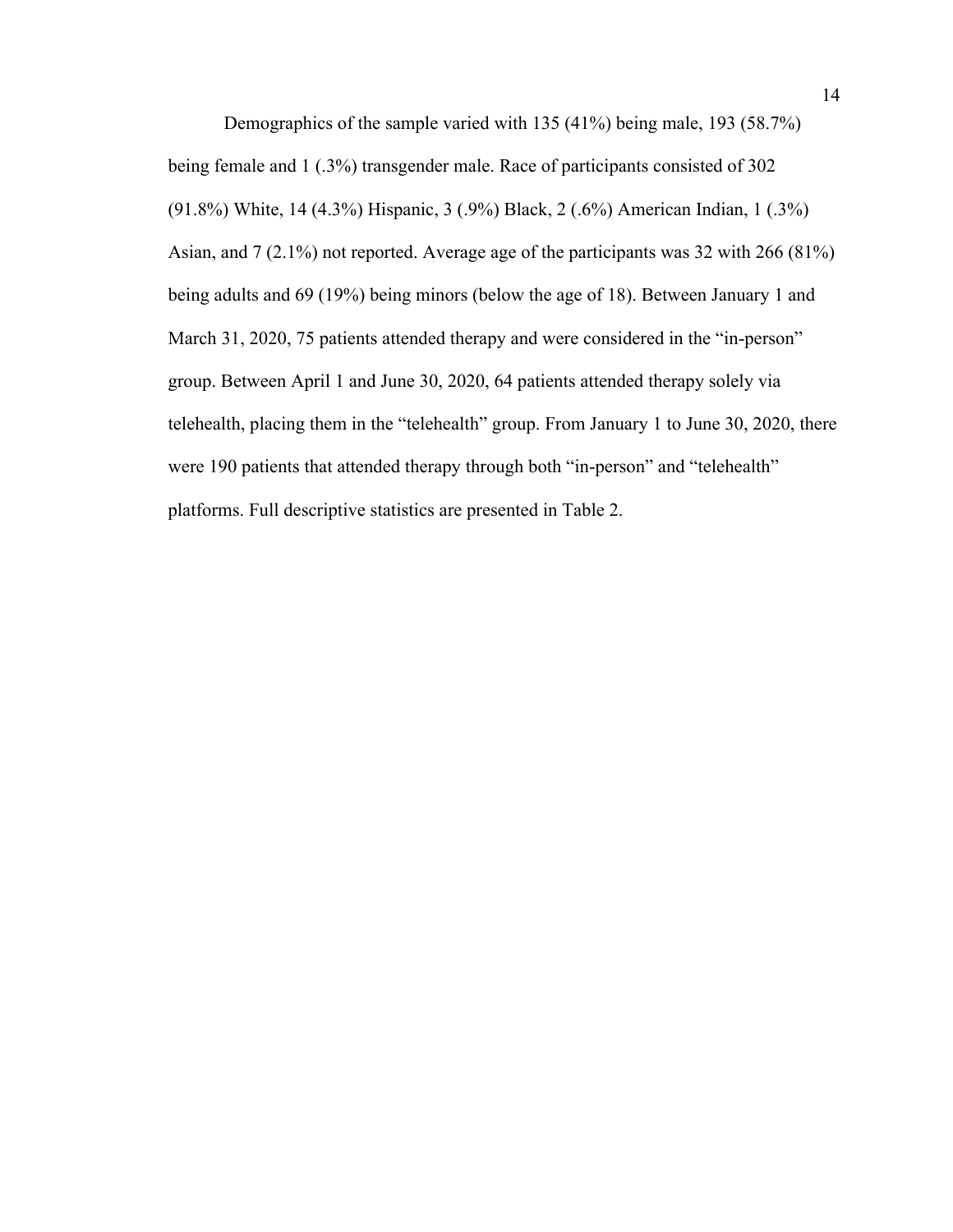Demographics of the sample varied with 135 (41%) being male, 193 (58.7%) being female and 1 (.3%) transgender male. Race of participants consisted of 302 (91.8%) White, 14 (4.3%) Hispanic, 3 (.9%) Black, 2 (.6%) American Indian, 1 (.3%) Asian, and 7 (2.1%) not reported. Average age of the participants was 32 with 266 (81%) being adults and 69 (19%) being minors (below the age of 18). Between January 1 and March 31, 2020, 75 patients attended therapy and were considered in the "in-person" group. Between April 1 and June 30, 2020, 64 patients attended therapy solely via telehealth, placing them in the "telehealth" group. From January 1 to June 30, 2020, there were 190 patients that attended therapy through both "in-person" and "telehealth" platforms. Full descriptive statistics are presented in Table 2.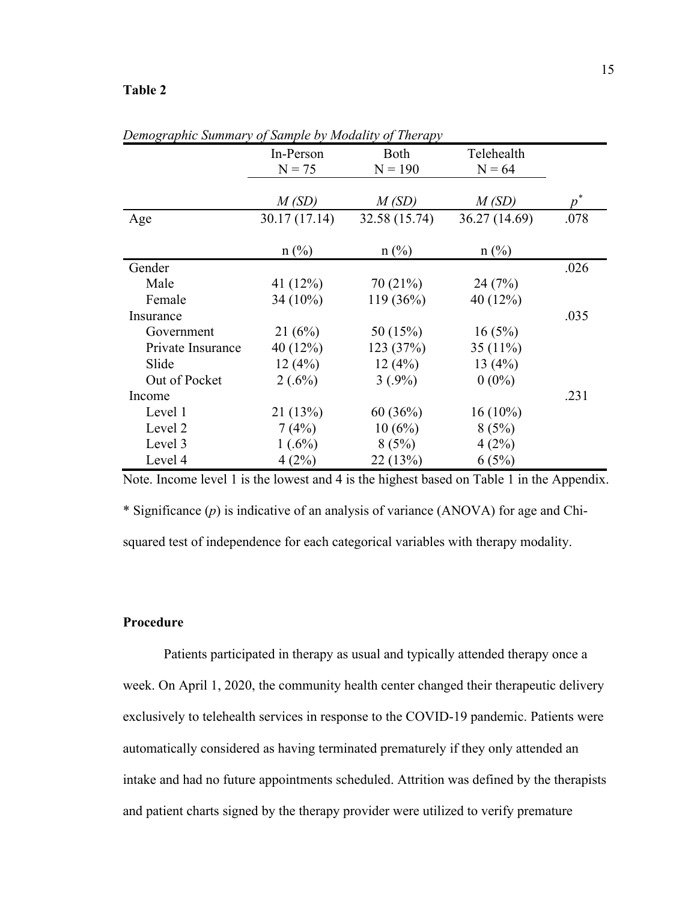**Table 2**

*Demographic Summary of Sample by Modality of Therapy*

| | In-Person N = 75 | Both N = 190 | Telehealth N = 64 | |
|---|---|---|---|---|
| | *M (SD)* | *M (SD)* | *M (SD)* | $p^*$ |
| Age | 30.17 (17.14) | 32.58 (15.74) | 36.27 (14.69) | .078 |
| | n (%) | n (%) | n (%) | |
| Gender | | | | .026 |
| Male | 41 (12%) | 70 (21%) | 24 (7%) | |
| Female | 34 (10%) | 119 (36%) | 40 (12%) | |
| Insurance | | | | .035 |
| Government | 21 (6%) | 50 (15%) | 16 (5%) | |
| Private Insurance | 40 (12%) | 123 (37%) | 35 (11%) | |
| Slide | 12 (4%) | 12 (4%) | 13 (4%) | |
| Out of Pocket | 2 (.6%) | 3 (.9%) | 0 (0%) | |
| Income | | | | .231 |
| Level 1 | 21 (13%) | 60 (36%) | 16 (10%) | |
| Level 2 | 7 (4%) | 10 (6%) | 8 (5%) | |
| Level 3 | 1 (.6%) | 8 (5%) | 4 (2%) | |
| Level 4 | 4 (2%) | 22 (13%) | 6 (5%) | |

Note. Income level 1 is the lowest and 4 is the highest based on Table 1 in the Appendix.

* Significance (*p*) is indicative of an analysis of variance (ANOVA) for age and Chi-squared test of independence for each categorical variables with therapy modality.

**Procedure**

Patients participated in therapy as usual and typically attended therapy once a week. On April 1, 2020, the community health center changed their therapeutic delivery exclusively to telehealth services in response to the COVID-19 pandemic. Patients were automatically considered as having terminated prematurely if they only attended an intake and had no future appointments scheduled. Attrition was defined by the therapists and patient charts signed by the therapy provider were utilized to verify premature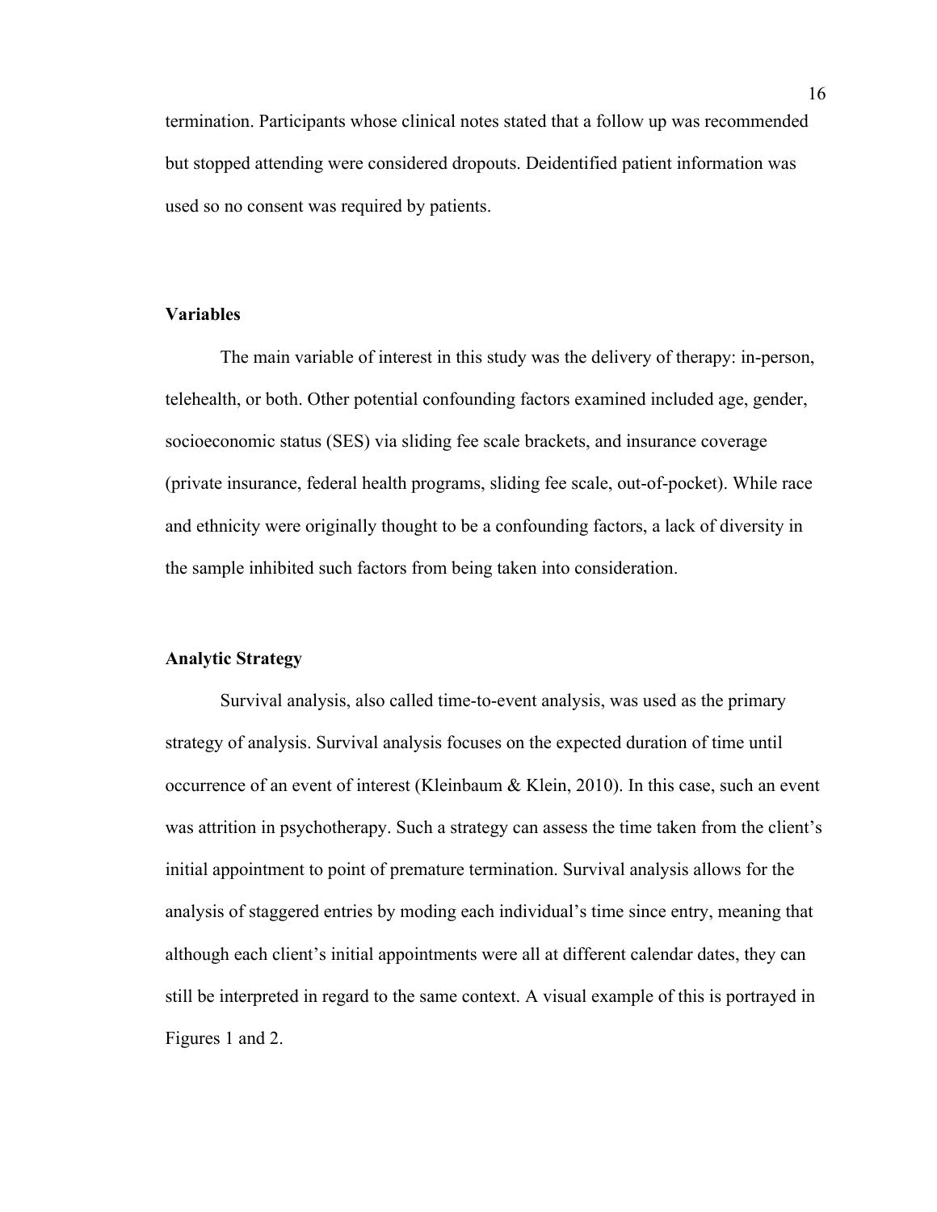termination. Participants whose clinical notes stated that a follow up was recommended but stopped attending were considered dropouts. Deidentified patient information was used so no consent was required by patients.

### Variables

The main variable of interest in this study was the delivery of therapy: in-person, telehealth, or both. Other potential confounding factors examined included age, gender, socioeconomic status (SES) via sliding fee scale brackets, and insurance coverage (private insurance, federal health programs, sliding fee scale, out-of-pocket). While race and ethnicity were originally thought to be a confounding factors, a lack of diversity in the sample inhibited such factors from being taken into consideration.

### Analytic Strategy

Survival analysis, also called time-to-event analysis, was used as the primary strategy of analysis. Survival analysis focuses on the expected duration of time until occurrence of an event of interest (Kleinbaum & Klein, 2010). In this case, such an event was attrition in psychotherapy. Such a strategy can assess the time taken from the client's initial appointment to point of premature termination. Survival analysis allows for the analysis of staggered entries by moding each individual's time since entry, meaning that although each client's initial appointments were all at different calendar dates, they can still be interpreted in regard to the same context. A visual example of this is portrayed in Figures 1 and 2.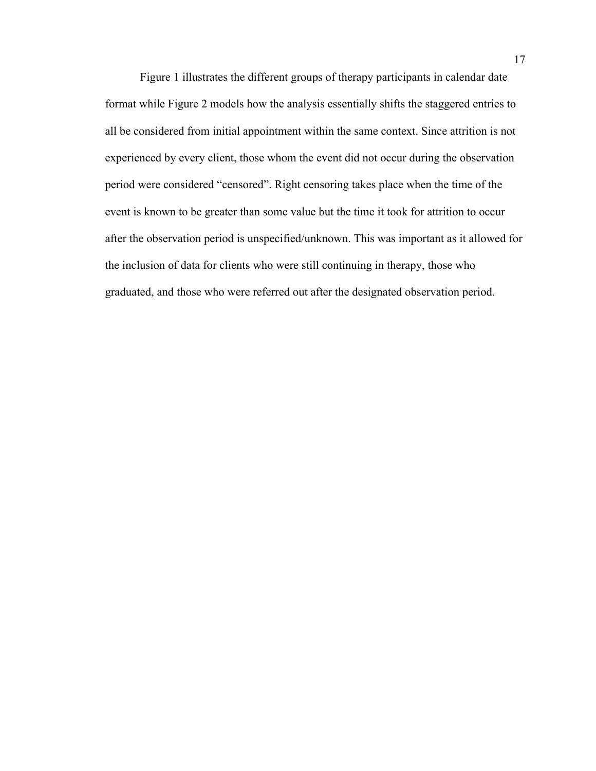Figure 1 illustrates the different groups of therapy participants in calendar date format while Figure 2 models how the analysis essentially shifts the staggered entries to all be considered from initial appointment within the same context. Since attrition is not experienced by every client, those whom the event did not occur during the observation period were considered "censored". Right censoring takes place when the time of the event is known to be greater than some value but the time it took for attrition to occur after the observation period is unspecified/unknown. This was important as it allowed for the inclusion of data for clients who were still continuing in therapy, those who graduated, and those who were referred out after the designated observation period.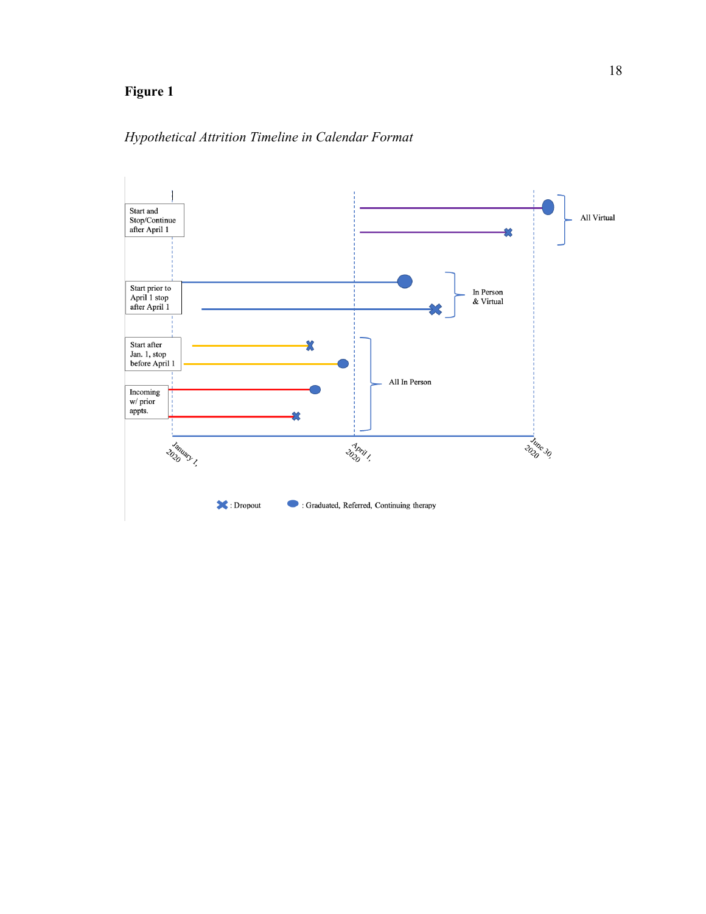**Figure 1**

*Hypothetical Attrition Timeline in Calendar Format*

Start and Stop/Continue after April 1

All Virtual

Start prior to April 1 stop after April 1

In Person & Virtual

Start after Jan. 1, stop before April 1

All In Person

Incoming w/ prior appts.

January 1, 2020

April 1, 2020

June 30, 2020

✖ : Dropout ⬬ : Graduated, Referred, Continuing therapy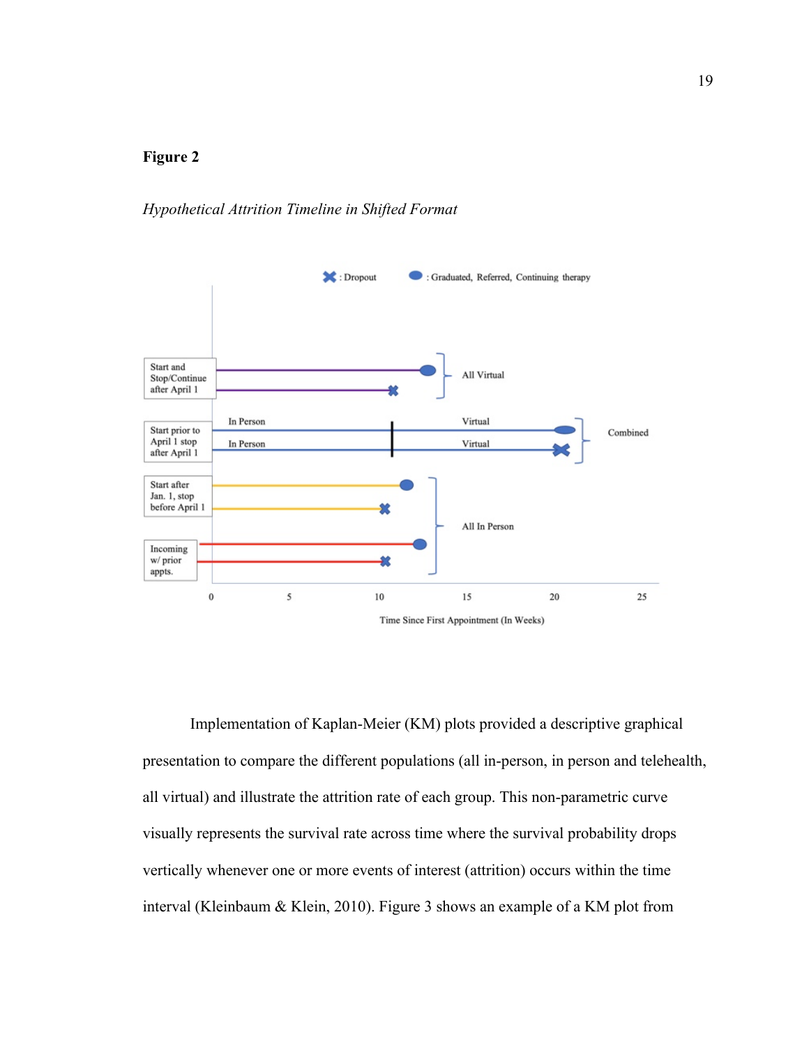**Figure 2**

*Hypothetical Attrition Timeline in Shifted Format*

Implementation of Kaplan-Meier (KM) plots provided a descriptive graphical presentation to compare the different populations (all in-person, in person and telehealth, all virtual) and illustrate the attrition rate of each group. This non-parametric curve visually represents the survival rate across time where the survival probability drops vertically whenever one or more events of interest (attrition) occurs within the time interval (Kleinbaum & Klein, 2010). Figure 3 shows an example of a KM plot from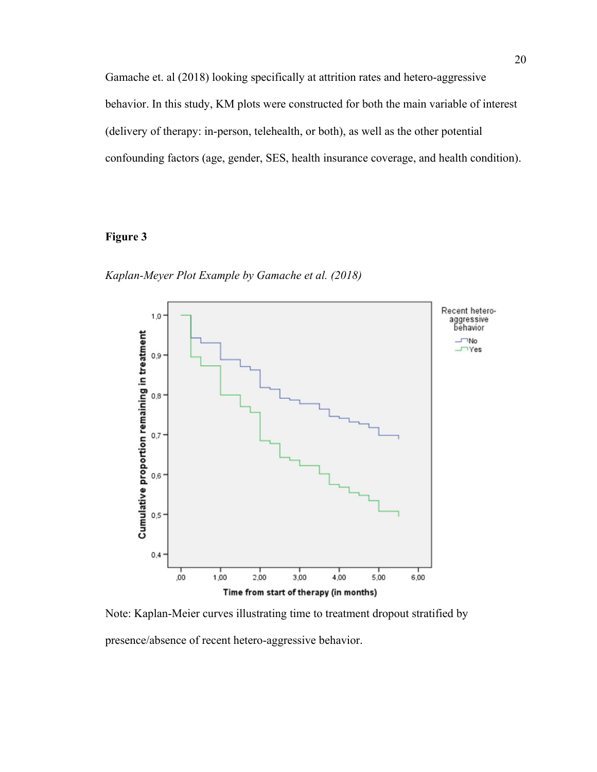Gamache et. al (2018) looking specifically at attrition rates and hetero-aggressive behavior. In this study, KM plots were constructed for both the main variable of interest (delivery of therapy: in-person, telehealth, or both), as well as the other potential confounding factors (age, gender, SES, health insurance coverage, and health condition).

**Figure 3**

*Kaplan-Meyer Plot Example by Gamache et al. (2018)*

Note: Kaplan-Meier curves illustrating time to treatment dropout stratified by presence/absence of recent hetero-aggressive behavior.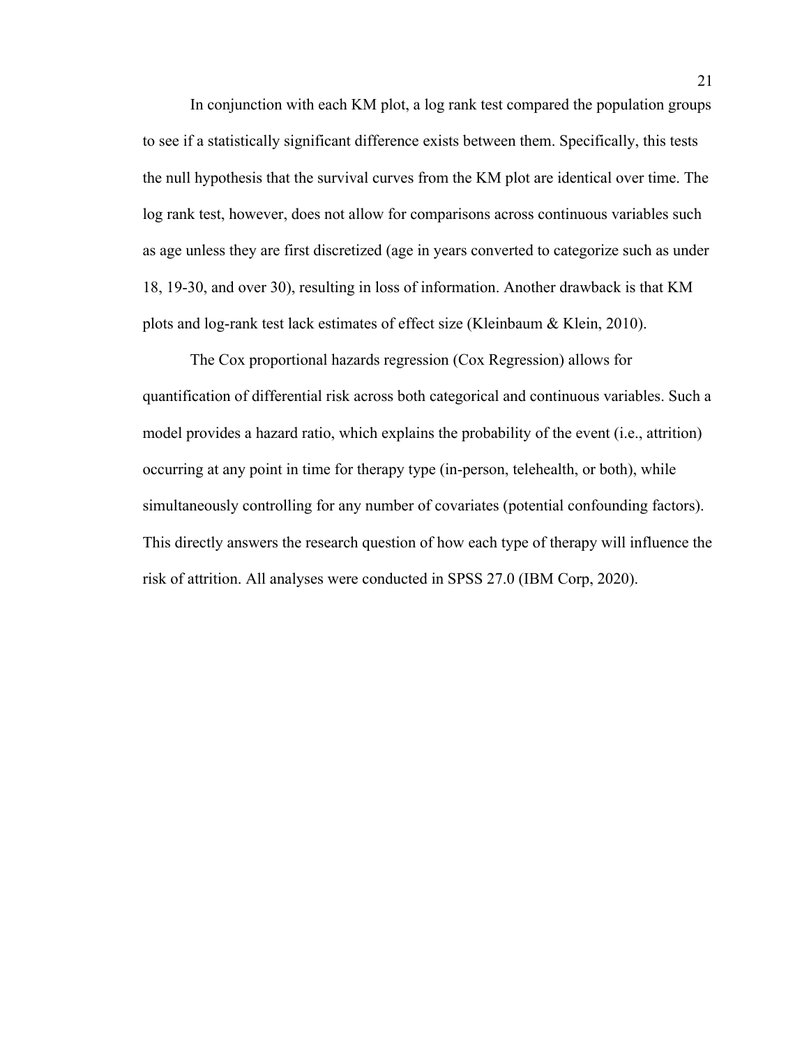In conjunction with each KM plot, a log rank test compared the population groups to see if a statistically significant difference exists between them. Specifically, this tests the null hypothesis that the survival curves from the KM plot are identical over time. The log rank test, however, does not allow for comparisons across continuous variables such as age unless they are first discretized (age in years converted to categorize such as under 18, 19-30, and over 30), resulting in loss of information. Another drawback is that KM plots and log-rank test lack estimates of effect size (Kleinbaum & Klein, 2010).

The Cox proportional hazards regression (Cox Regression) allows for quantification of differential risk across both categorical and continuous variables. Such a model provides a hazard ratio, which explains the probability of the event (i.e., attrition) occurring at any point in time for therapy type (in-person, telehealth, or both), while simultaneously controlling for any number of covariates (potential confounding factors). This directly answers the research question of how each type of therapy will influence the risk of attrition. All analyses were conducted in SPSS 27.0 (IBM Corp, 2020).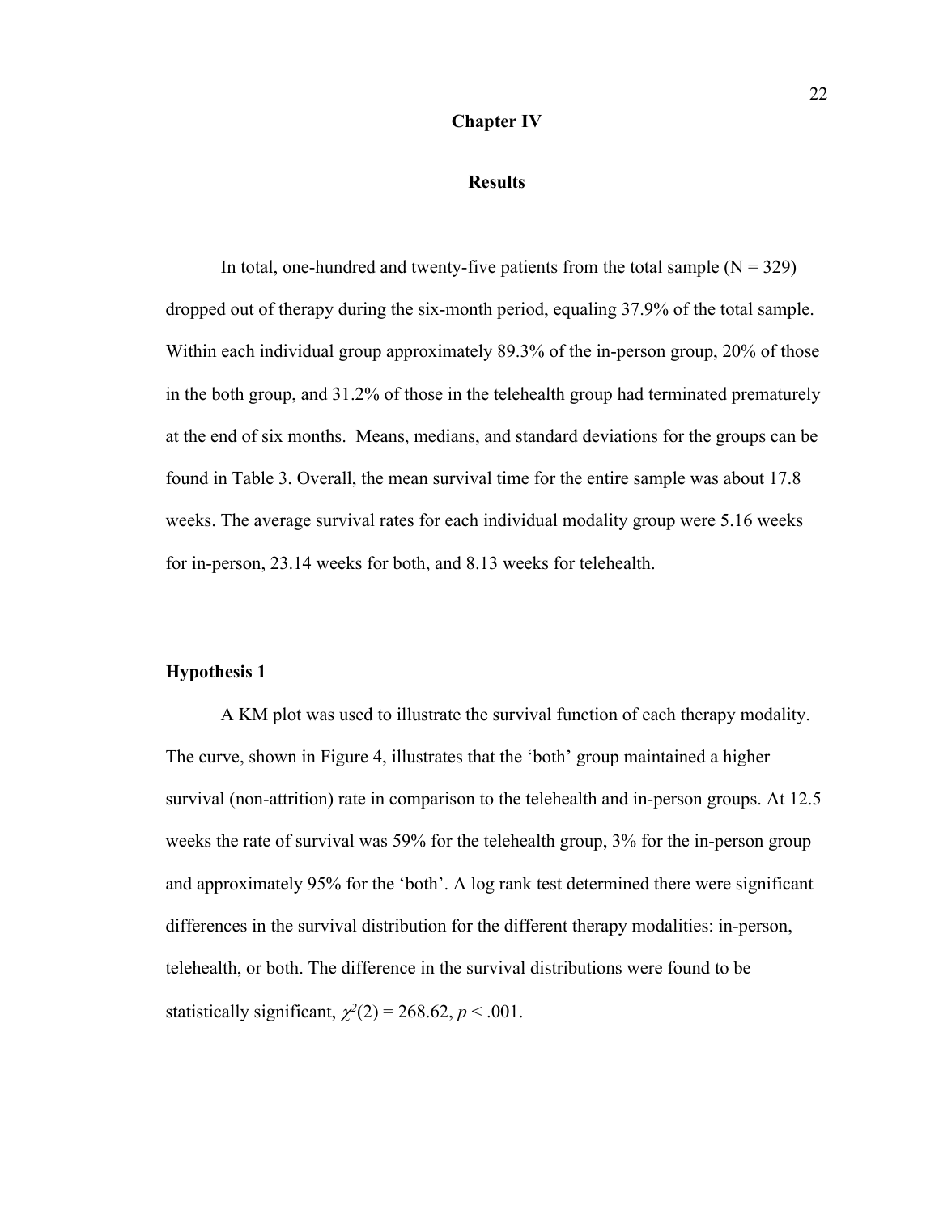# Chapter IV

## Results

In total, one-hundred and twenty-five patients from the total sample (N = 329) dropped out of therapy during the six-month period, equaling 37.9% of the total sample. Within each individual group approximately 89.3% of the in-person group, 20% of those in the both group, and 31.2% of those in the telehealth group had terminated prematurely at the end of six months. Means, medians, and standard deviations for the groups can be found in Table 3. Overall, the mean survival time for the entire sample was about 17.8 weeks. The average survival rates for each individual modality group were 5.16 weeks for in-person, 23.14 weeks for both, and 8.13 weeks for telehealth.

### Hypothesis 1

A KM plot was used to illustrate the survival function of each therapy modality. The curve, shown in Figure 4, illustrates that the 'both' group maintained a higher survival (non-attrition) rate in comparison to the telehealth and in-person groups. At 12.5 weeks the rate of survival was 59% for the telehealth group, 3% for the in-person group and approximately 95% for the 'both'. A log rank test determined there were significant differences in the survival distribution for the different therapy modalities: in-person, telehealth, or both. The difference in the survival distributions were found to be statistically significant, $\chi^2(2) = 268.62$, $p < .001$.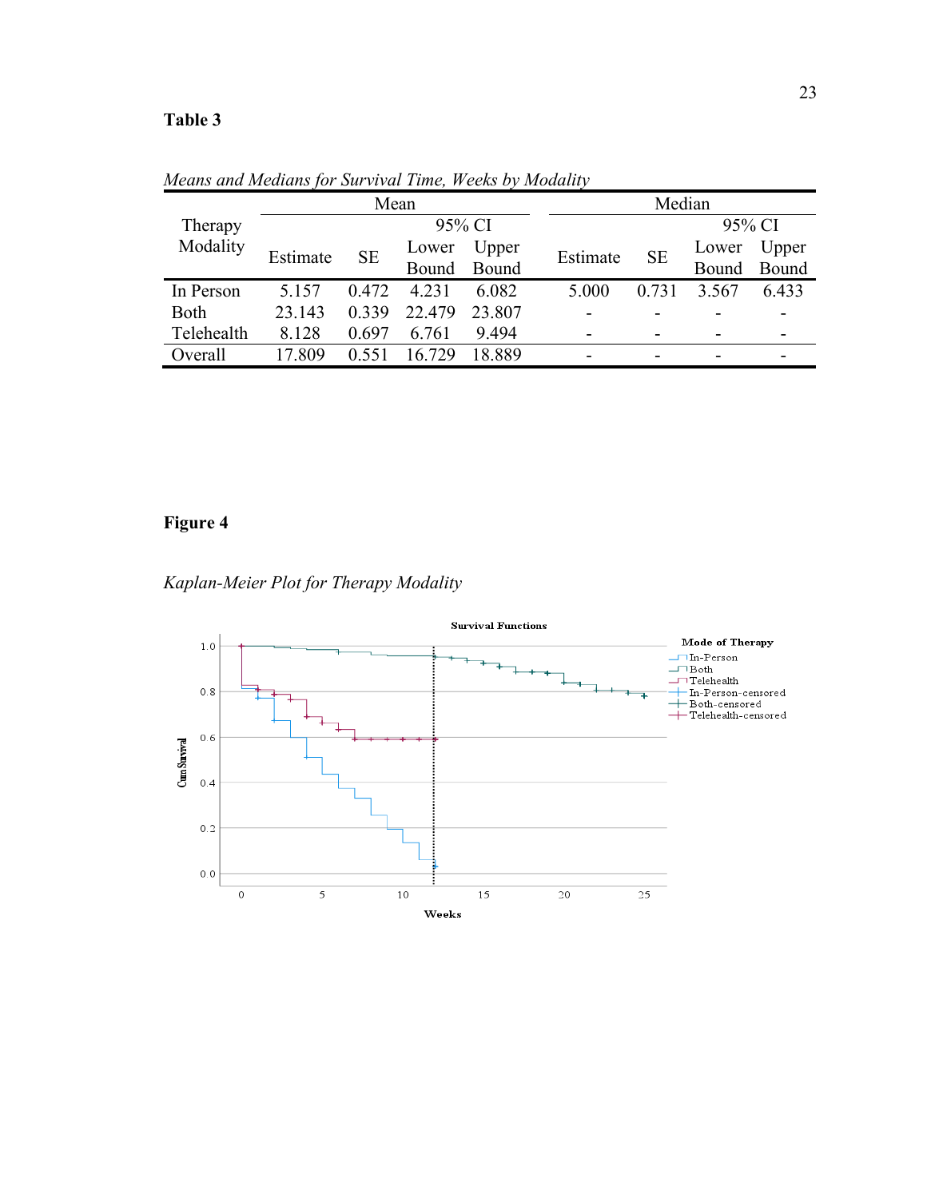**Table 3**

*Means and Medians for Survival Time, Weeks by Modality*

| Therapy Modality | Mean | | | | Median | | | |
|---|---|---|---|---|---|---|---|---|
| | | | 95% CI | | | | 95% CI | |
| | Estimate | SE | Lower Bound | Upper Bound | Estimate | SE | Lower Bound | Upper Bound |
| In Person | 5.157 | 0.472 | 4.231 | 6.082 | 5.000 | 0.731 | 3.567 | 6.433 |
| Both | 23.143 | 0.339 | 22.479 | 23.807 | - | - | - | - |
| Telehealth | 8.128 | 0.697 | 6.761 | 9.494 | - | - | - | - |
| Overall | 17.809 | 0.551 | 16.729 | 18.889 | - | - | - | - |

**Figure 4**

*Kaplan-Meier Plot for Therapy Modality*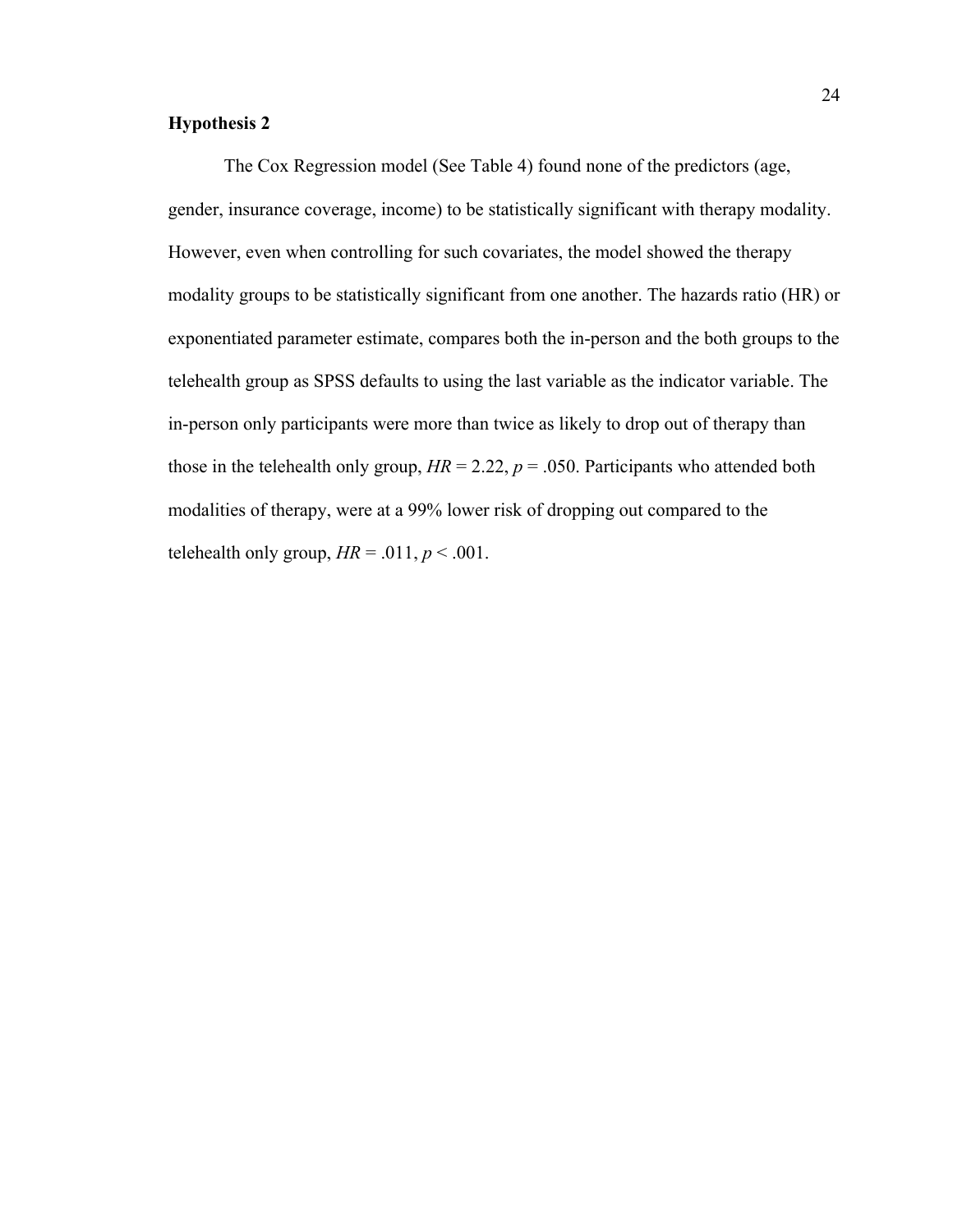**Hypothesis 2**

The Cox Regression model (See Table 4) found none of the predictors (age, gender, insurance coverage, income) to be statistically significant with therapy modality. However, even when controlling for such covariates, the model showed the therapy modality groups to be statistically significant from one another. The hazards ratio (HR) or exponentiated parameter estimate, compares both the in-person and the both groups to the telehealth group as SPSS defaults to using the last variable as the indicator variable. The in-person only participants were more than twice as likely to drop out of therapy than those in the telehealth only group, $HR = 2.22$, $p = .050$. Participants who attended both modalities of therapy, were at a 99% lower risk of dropping out compared to the telehealth only group, $HR = .011$, $p < .001$.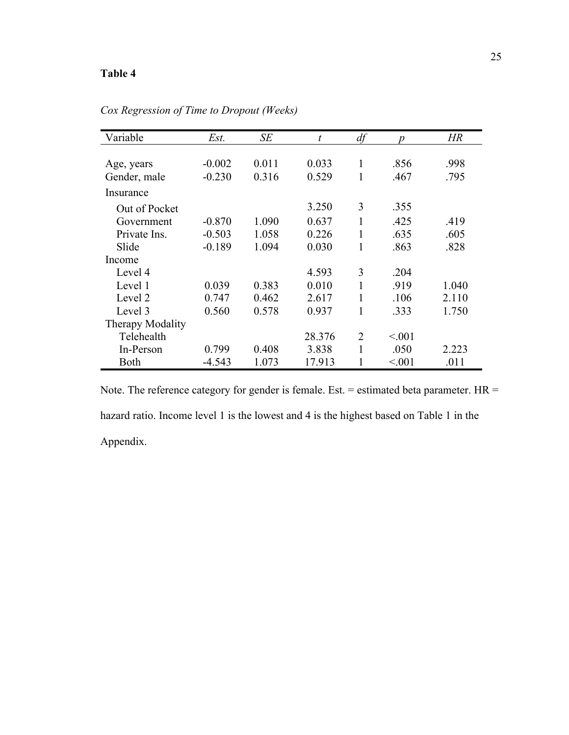**Table 4**

*Cox Regression of Time to Dropout (Weeks)*

| Variable | *Est.* | *SE* | *t* | *df* | *p* | *HR* |
|---|---|---|---|---|---|---|
| Age, years | -0.002 | 0.011 | 0.033 | 1 | .856 | .998 |
| Gender, male | -0.230 | 0.316 | 0.529 | 1 | .467 | .795 |
| Insurance | | | | | | |
| Out of Pocket | | | 3.250 | 3 | .355 | |
| Government | -0.870 | 1.090 | 0.637 | 1 | .425 | .419 |
| Private Ins. | -0.503 | 1.058 | 0.226 | 1 | .635 | .605 |
| Slide | -0.189 | 1.094 | 0.030 | 1 | .863 | .828 |
| Income | | | | | | |
| Level 4 | | | 4.593 | 3 | .204 | |
| Level 1 | 0.039 | 0.383 | 0.010 | 1 | .919 | 1.040 |
| Level 2 | 0.747 | 0.462 | 2.617 | 1 | .106 | 2.110 |
| Level 3 | 0.560 | 0.578 | 0.937 | 1 | .333 | 1.750 |
| Therapy Modality | | | | | | |
| Telehealth | | | 28.376 | 2 | <.001 | |
| In-Person | 0.799 | 0.408 | 3.838 | 1 | .050 | 2.223 |
| Both | -4.543 | 1.073 | 17.913 | 1 | <.001 | .011 |

Note. The reference category for gender is female. Est. = estimated beta parameter. HR = hazard ratio. Income level 1 is the lowest and 4 is the highest based on Table 1 in the Appendix.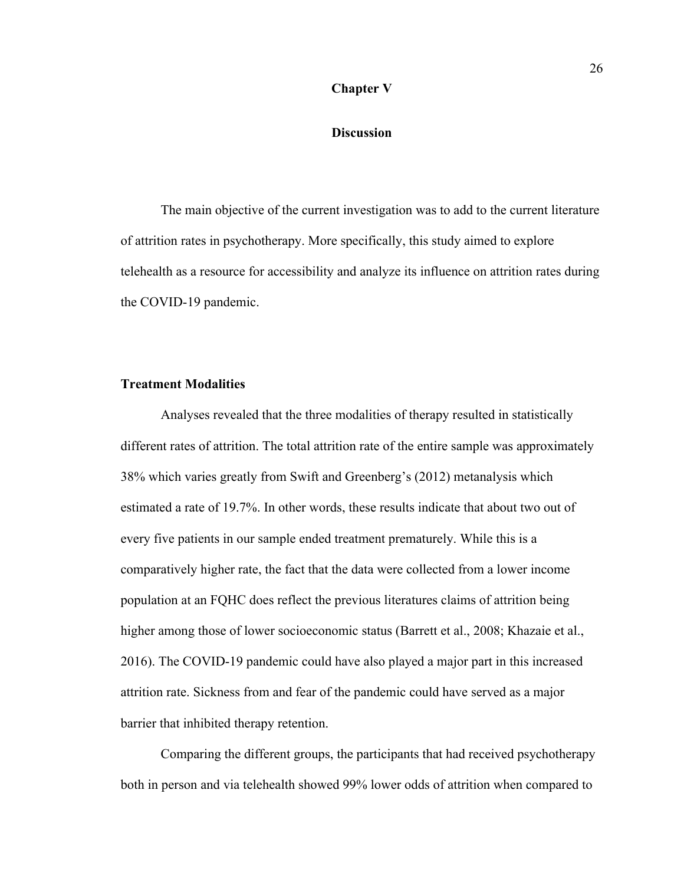# Chapter V

# Discussion

The main objective of the current investigation was to add to the current literature of attrition rates in psychotherapy. More specifically, this study aimed to explore telehealth as a resource for accessibility and analyze its influence on attrition rates during the COVID-19 pandemic.

## Treatment Modalities

Analyses revealed that the three modalities of therapy resulted in statistically different rates of attrition. The total attrition rate of the entire sample was approximately 38% which varies greatly from Swift and Greenberg's (2012) metanalysis which estimated a rate of 19.7%. In other words, these results indicate that about two out of every five patients in our sample ended treatment prematurely. While this is a comparatively higher rate, the fact that the data were collected from a lower income population at an FQHC does reflect the previous literatures claims of attrition being higher among those of lower socioeconomic status (Barrett et al., 2008; Khazaie et al., 2016). The COVID-19 pandemic could have also played a major part in this increased attrition rate. Sickness from and fear of the pandemic could have served as a major barrier that inhibited therapy retention.

Comparing the different groups, the participants that had received psychotherapy both in person and via telehealth showed 99% lower odds of attrition when compared to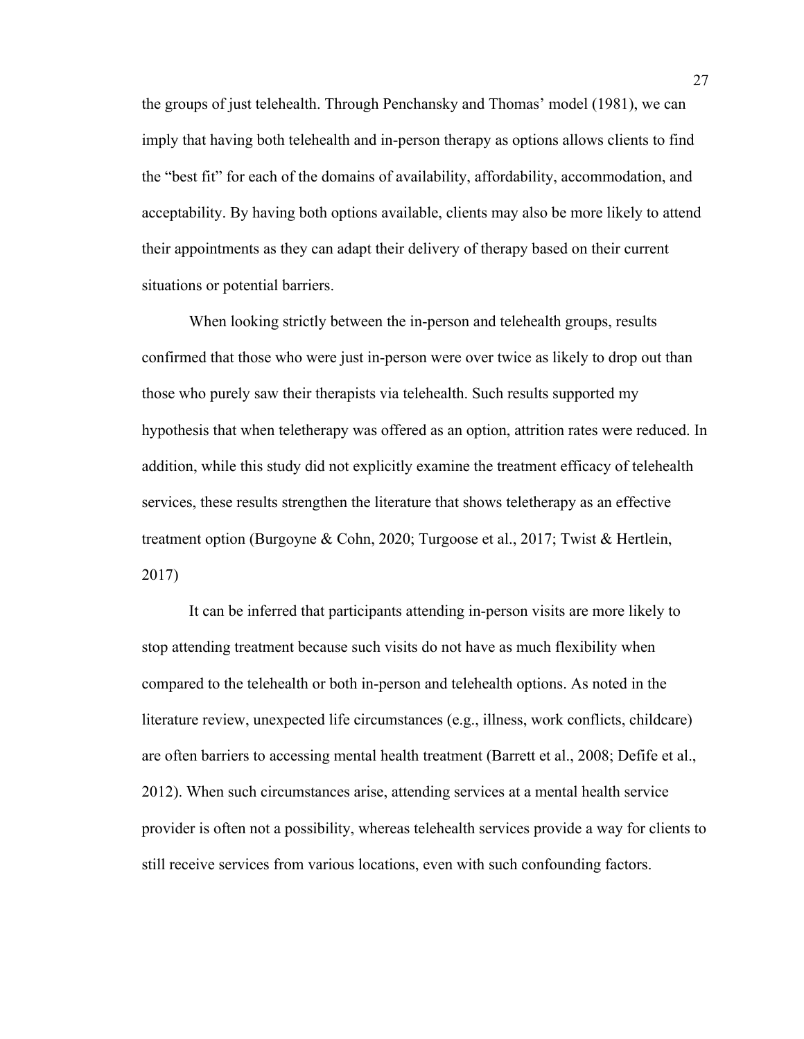the groups of just telehealth. Through Penchansky and Thomas' model (1981), we can imply that having both telehealth and in-person therapy as options allows clients to find the "best fit" for each of the domains of availability, affordability, accommodation, and acceptability. By having both options available, clients may also be more likely to attend their appointments as they can adapt their delivery of therapy based on their current situations or potential barriers.

When looking strictly between the in-person and telehealth groups, results confirmed that those who were just in-person were over twice as likely to drop out than those who purely saw their therapists via telehealth. Such results supported my hypothesis that when teletherapy was offered as an option, attrition rates were reduced. In addition, while this study did not explicitly examine the treatment efficacy of telehealth services, these results strengthen the literature that shows teletherapy as an effective treatment option (Burgoyne & Cohn, 2020; Turgoose et al., 2017; Twist & Hertlein, 2017)

It can be inferred that participants attending in-person visits are more likely to stop attending treatment because such visits do not have as much flexibility when compared to the telehealth or both in-person and telehealth options. As noted in the literature review, unexpected life circumstances (e.g., illness, work conflicts, childcare) are often barriers to accessing mental health treatment (Barrett et al., 2008; Defife et al., 2012). When such circumstances arise, attending services at a mental health service provider is often not a possibility, whereas telehealth services provide a way for clients to still receive services from various locations, even with such confounding factors.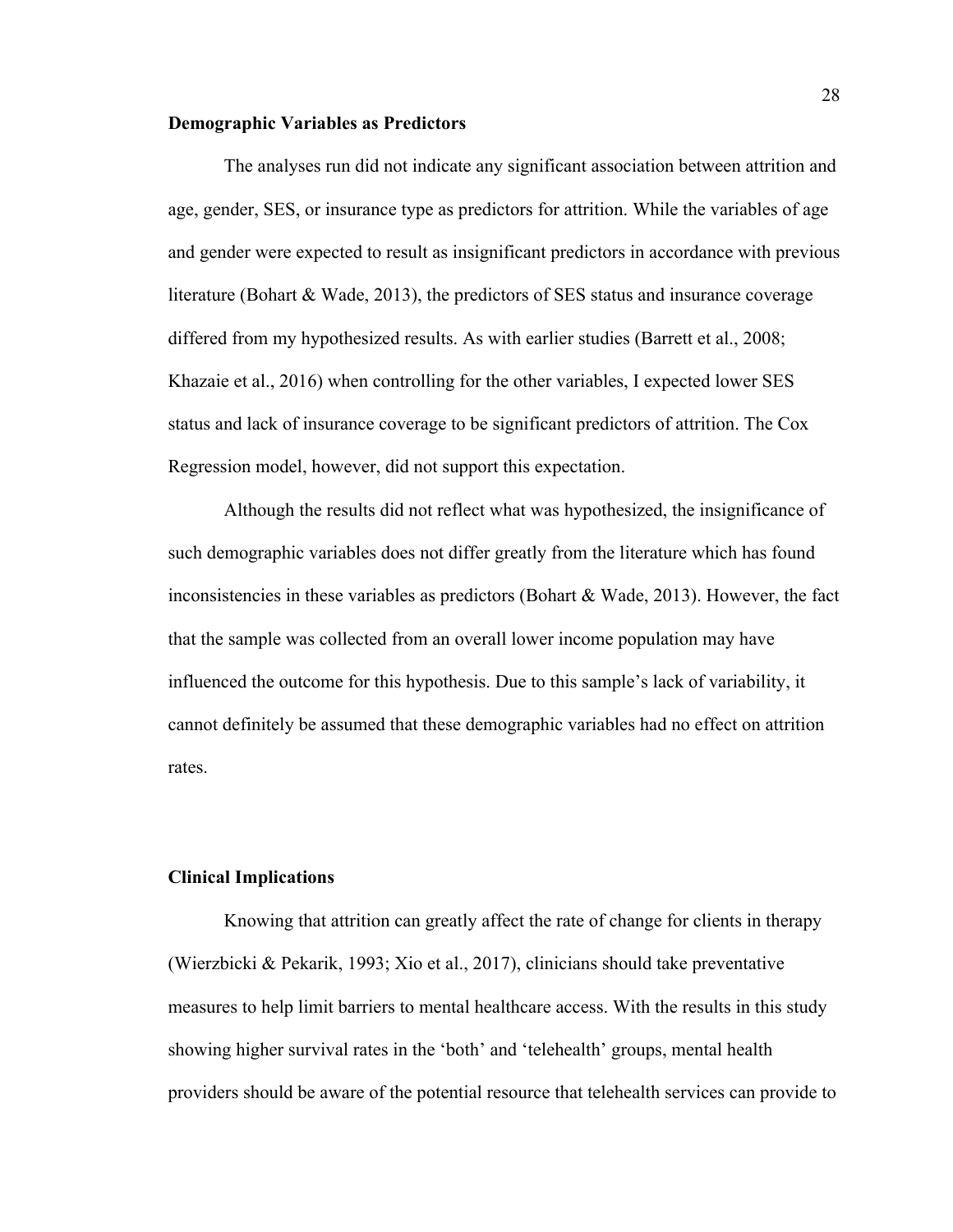**Demographic Variables as Predictors**

The analyses run did not indicate any significant association between attrition and age, gender, SES, or insurance type as predictors for attrition. While the variables of age and gender were expected to result as insignificant predictors in accordance with previous literature (Bohart & Wade, 2013), the predictors of SES status and insurance coverage differed from my hypothesized results. As with earlier studies (Barrett et al., 2008; Khazaie et al., 2016) when controlling for the other variables, I expected lower SES status and lack of insurance coverage to be significant predictors of attrition. The Cox Regression model, however, did not support this expectation.

Although the results did not reflect what was hypothesized, the insignificance of such demographic variables does not differ greatly from the literature which has found inconsistencies in these variables as predictors (Bohart & Wade, 2013). However, the fact that the sample was collected from an overall lower income population may have influenced the outcome for this hypothesis. Due to this sample's lack of variability, it cannot definitely be assumed that these demographic variables had no effect on attrition rates.

**Clinical Implications**

Knowing that attrition can greatly affect the rate of change for clients in therapy (Wierzbicki & Pekarik, 1993; Xio et al., 2017), clinicians should take preventative measures to help limit barriers to mental healthcare access. With the results in this study showing higher survival rates in the 'both' and 'telehealth' groups, mental health providers should be aware of the potential resource that telehealth services can provide to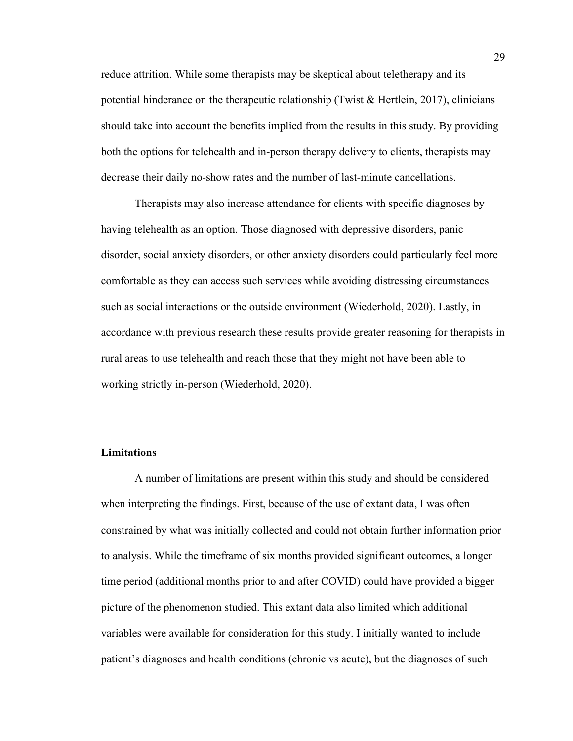reduce attrition. While some therapists may be skeptical about teletherapy and its potential hinderance on the therapeutic relationship (Twist & Hertlein, 2017), clinicians should take into account the benefits implied from the results in this study. By providing both the options for telehealth and in-person therapy delivery to clients, therapists may decrease their daily no-show rates and the number of last-minute cancellations.

Therapists may also increase attendance for clients with specific diagnoses by having telehealth as an option. Those diagnosed with depressive disorders, panic disorder, social anxiety disorders, or other anxiety disorders could particularly feel more comfortable as they can access such services while avoiding distressing circumstances such as social interactions or the outside environment (Wiederhold, 2020). Lastly, in accordance with previous research these results provide greater reasoning for therapists in rural areas to use telehealth and reach those that they might not have been able to working strictly in-person (Wiederhold, 2020).

**Limitations**

A number of limitations are present within this study and should be considered when interpreting the findings. First, because of the use of extant data, I was often constrained by what was initially collected and could not obtain further information prior to analysis. While the timeframe of six months provided significant outcomes, a longer time period (additional months prior to and after COVID) could have provided a bigger picture of the phenomenon studied. This extant data also limited which additional variables were available for consideration for this study. I initially wanted to include patient's diagnoses and health conditions (chronic vs acute), but the diagnoses of such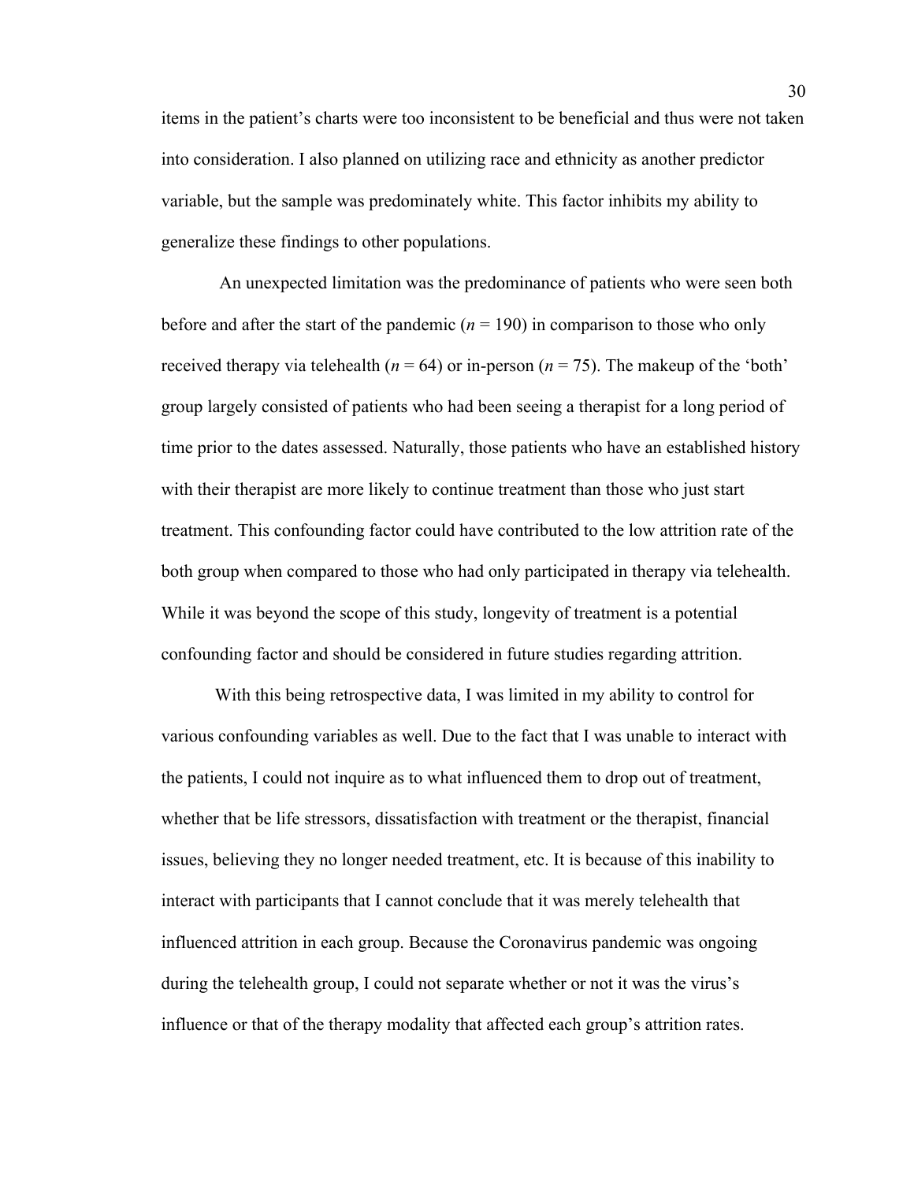items in the patient's charts were too inconsistent to be beneficial and thus were not taken into consideration. I also planned on utilizing race and ethnicity as another predictor variable, but the sample was predominately white. This factor inhibits my ability to generalize these findings to other populations.

An unexpected limitation was the predominance of patients who were seen both before and after the start of the pandemic ($n = 190$) in comparison to those who only received therapy via telehealth ($n = 64$) or in-person ($n = 75$). The makeup of the 'both' group largely consisted of patients who had been seeing a therapist for a long period of time prior to the dates assessed. Naturally, those patients who have an established history with their therapist are more likely to continue treatment than those who just start treatment. This confounding factor could have contributed to the low attrition rate of the both group when compared to those who had only participated in therapy via telehealth. While it was beyond the scope of this study, longevity of treatment is a potential confounding factor and should be considered in future studies regarding attrition.

With this being retrospective data, I was limited in my ability to control for various confounding variables as well. Due to the fact that I was unable to interact with the patients, I could not inquire as to what influenced them to drop out of treatment, whether that be life stressors, dissatisfaction with treatment or the therapist, financial issues, believing they no longer needed treatment, etc. It is because of this inability to interact with participants that I cannot conclude that it was merely telehealth that influenced attrition in each group. Because the Coronavirus pandemic was ongoing during the telehealth group, I could not separate whether or not it was the virus's influence or that of the therapy modality that affected each group's attrition rates.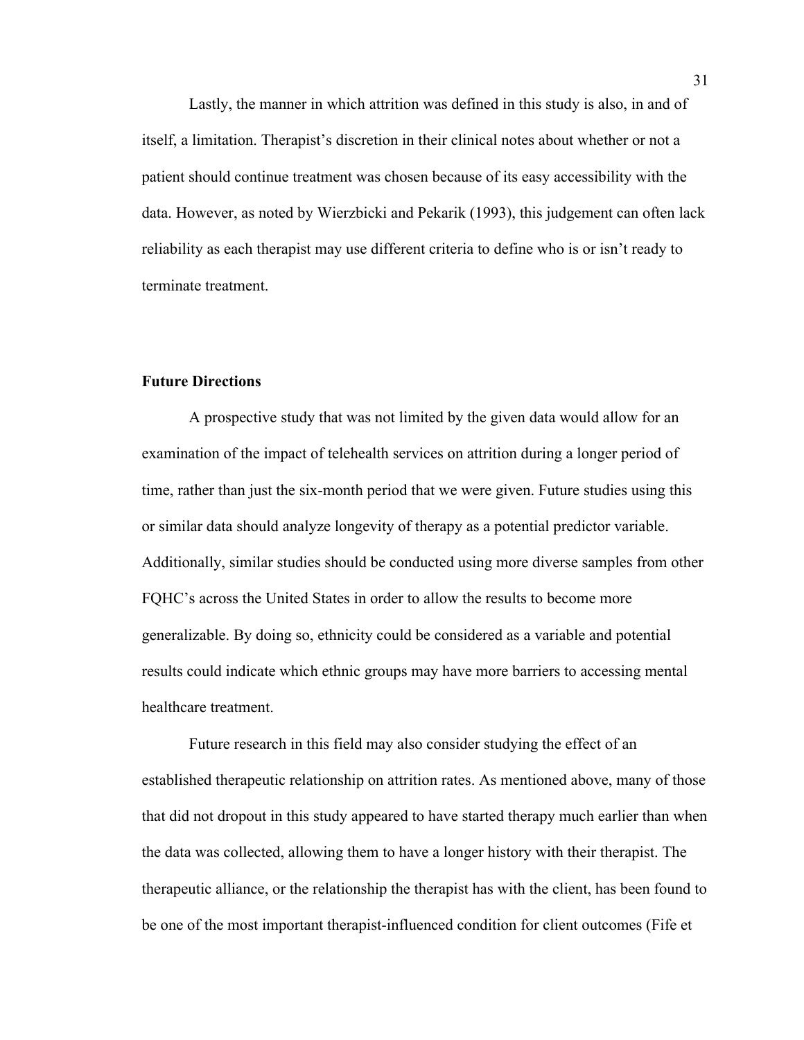Lastly, the manner in which attrition was defined in this study is also, in and of itself, a limitation. Therapist's discretion in their clinical notes about whether or not a patient should continue treatment was chosen because of its easy accessibility with the data. However, as noted by Wierzbicki and Pekarik (1993), this judgement can often lack reliability as each therapist may use different criteria to define who is or isn't ready to terminate treatment.

### Future Directions

A prospective study that was not limited by the given data would allow for an examination of the impact of telehealth services on attrition during a longer period of time, rather than just the six-month period that we were given. Future studies using this or similar data should analyze longevity of therapy as a potential predictor variable. Additionally, similar studies should be conducted using more diverse samples from other FQHC's across the United States in order to allow the results to become more generalizable. By doing so, ethnicity could be considered as a variable and potential results could indicate which ethnic groups may have more barriers to accessing mental healthcare treatment.

Future research in this field may also consider studying the effect of an established therapeutic relationship on attrition rates. As mentioned above, many of those that did not dropout in this study appeared to have started therapy much earlier than when the data was collected, allowing them to have a longer history with their therapist. The therapeutic alliance, or the relationship the therapist has with the client, has been found to be one of the most important therapist-influenced condition for client outcomes (Fife et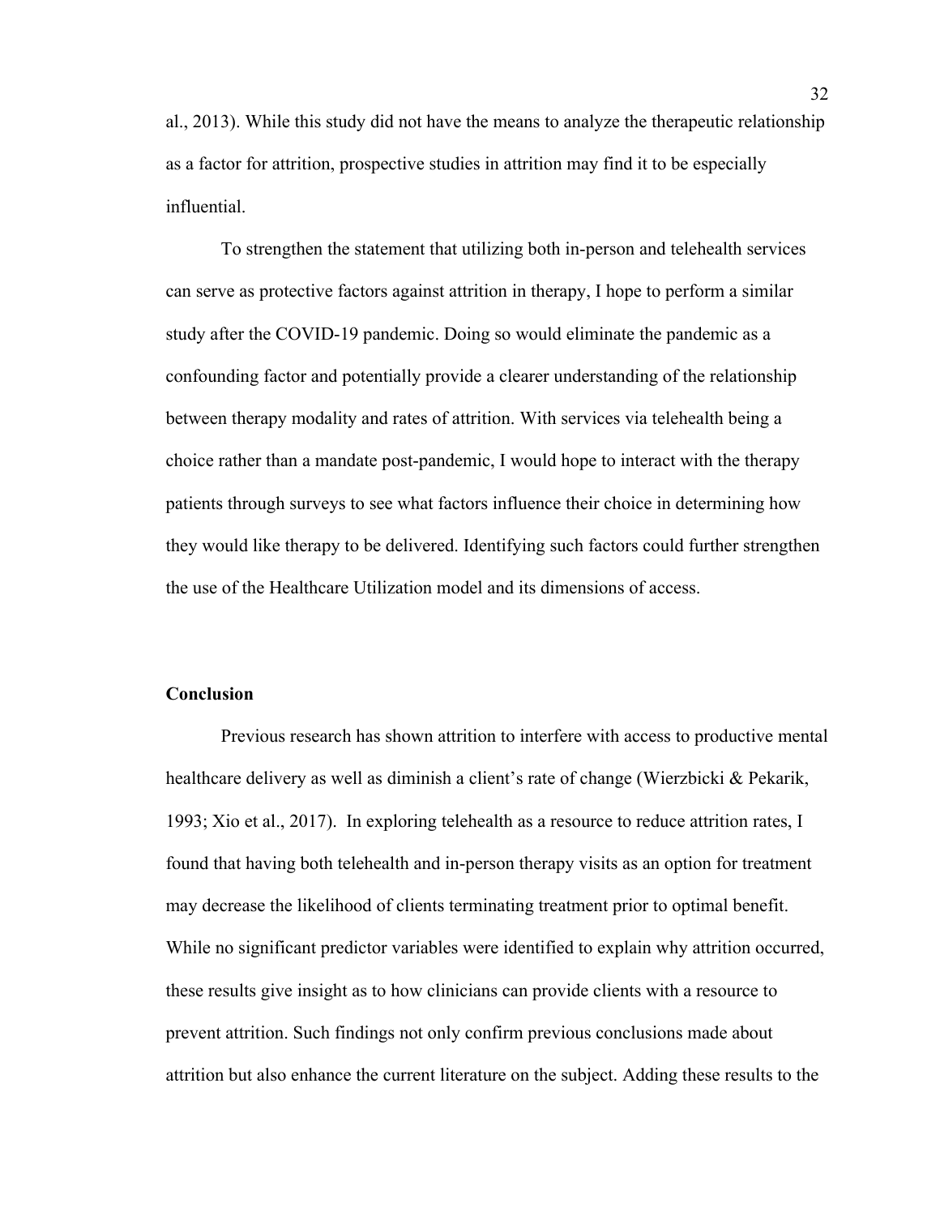al., 2013). While this study did not have the means to analyze the therapeutic relationship as a factor for attrition, prospective studies in attrition may find it to be especially influential.

To strengthen the statement that utilizing both in-person and telehealth services can serve as protective factors against attrition in therapy, I hope to perform a similar study after the COVID-19 pandemic. Doing so would eliminate the pandemic as a confounding factor and potentially provide a clearer understanding of the relationship between therapy modality and rates of attrition. With services via telehealth being a choice rather than a mandate post-pandemic, I would hope to interact with the therapy patients through surveys to see what factors influence their choice in determining how they would like therapy to be delivered. Identifying such factors could further strengthen the use of the Healthcare Utilization model and its dimensions of access.

## Conclusion

Previous research has shown attrition to interfere with access to productive mental healthcare delivery as well as diminish a client's rate of change (Wierzbicki & Pekarik, 1993; Xio et al., 2017). In exploring telehealth as a resource to reduce attrition rates, I found that having both telehealth and in-person therapy visits as an option for treatment may decrease the likelihood of clients terminating treatment prior to optimal benefit. While no significant predictor variables were identified to explain why attrition occurred, these results give insight as to how clinicians can provide clients with a resource to prevent attrition. Such findings not only confirm previous conclusions made about attrition but also enhance the current literature on the subject. Adding these results to the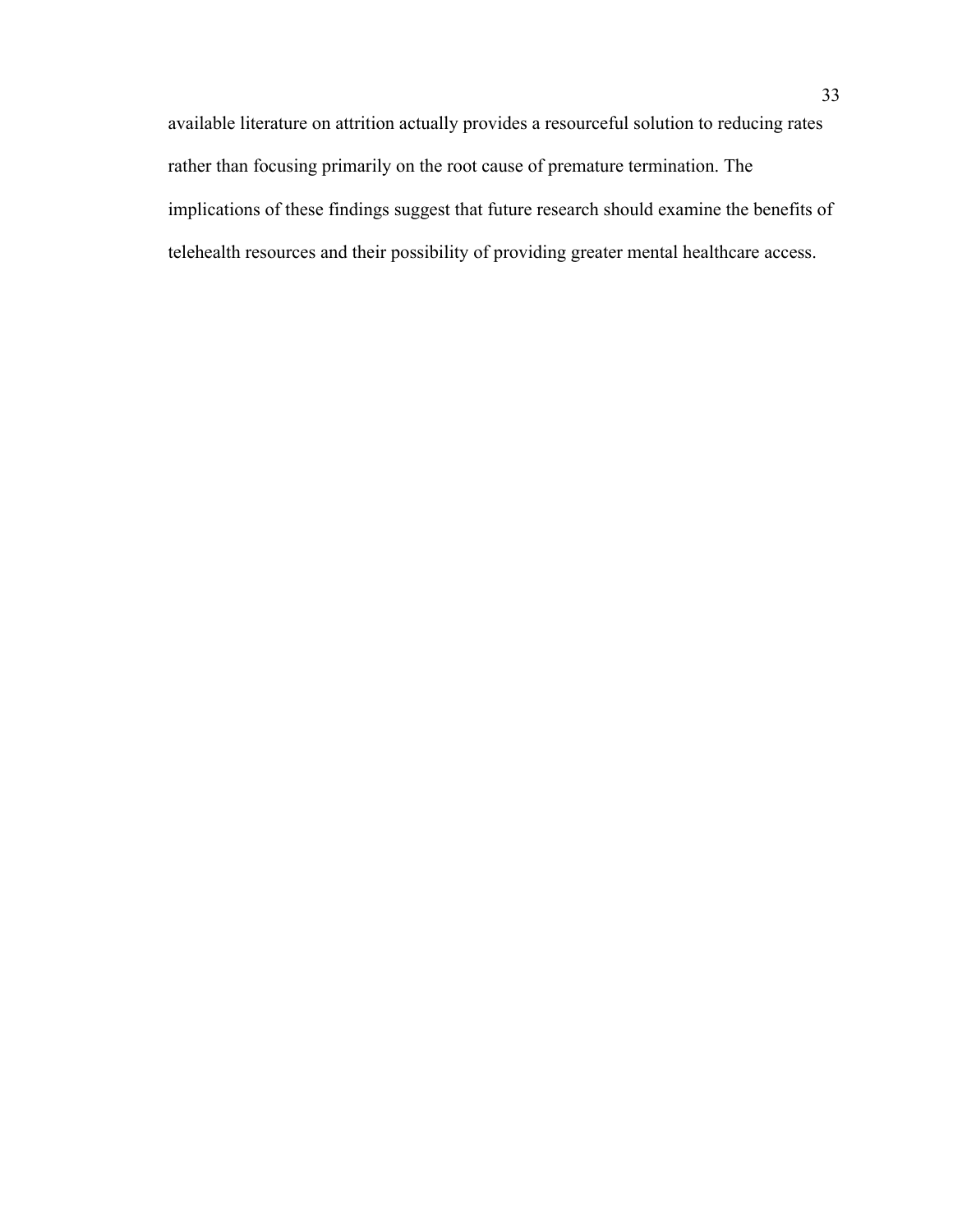available literature on attrition actually provides a resourceful solution to reducing rates rather than focusing primarily on the root cause of premature termination. The implications of these findings suggest that future research should examine the benefits of telehealth resources and their possibility of providing greater mental healthcare access.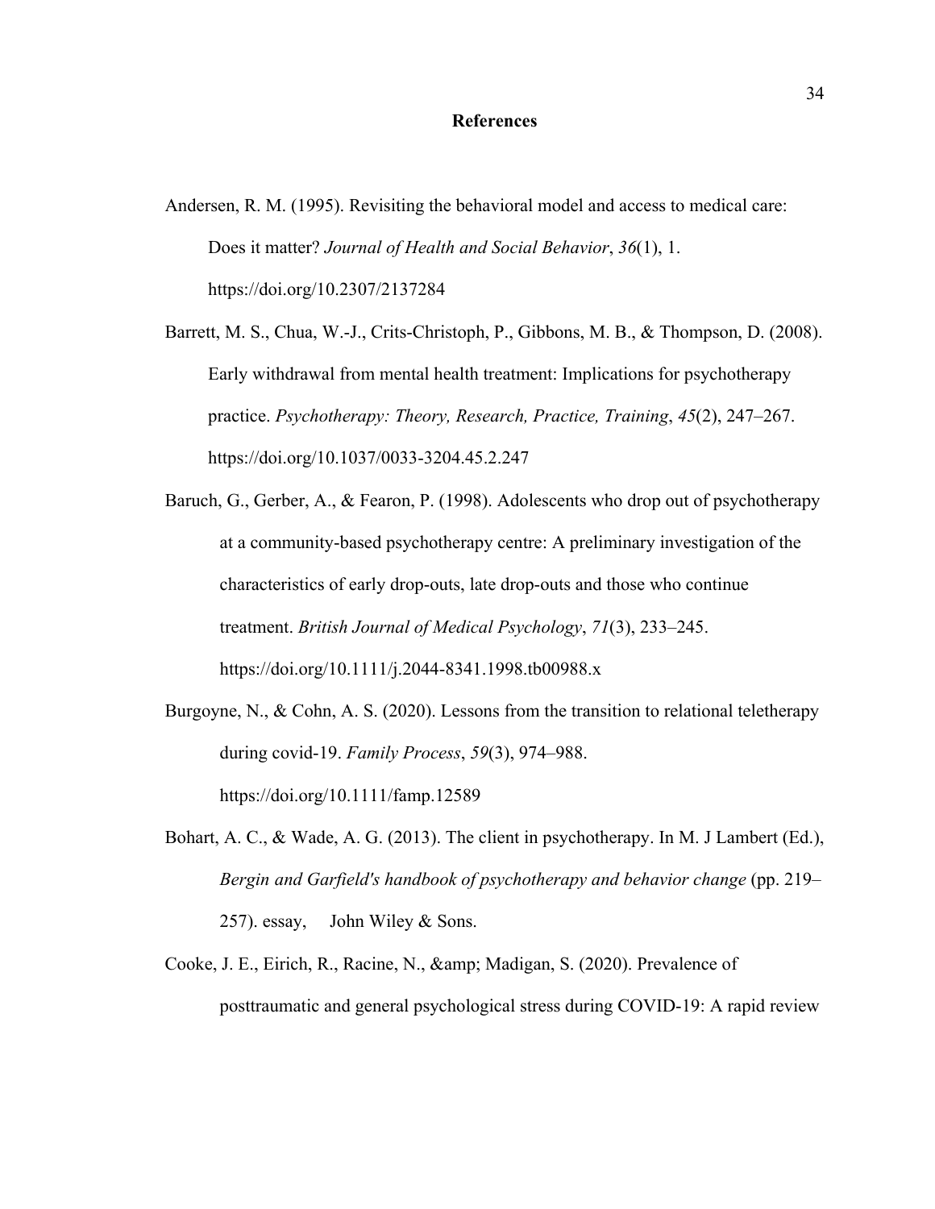# References

Andersen, R. M. (1995). Revisiting the behavioral model and access to medical care: Does it matter? *Journal of Health and Social Behavior*, *36*(1), 1. https://doi.org/10.2307/2137284

Barrett, M. S., Chua, W.-J., Crits-Christoph, P., Gibbons, M. B., & Thompson, D. (2008). Early withdrawal from mental health treatment: Implications for psychotherapy practice. *Psychotherapy: Theory, Research, Practice, Training*, *45*(2), 247–267. https://doi.org/10.1037/0033-3204.45.2.247

Baruch, G., Gerber, A., & Fearon, P. (1998). Adolescents who drop out of psychotherapy at a community-based psychotherapy centre: A preliminary investigation of the characteristics of early drop-outs, late drop-outs and those who continue treatment. *British Journal of Medical Psychology*, *71*(3), 233–245. https://doi.org/10.1111/j.2044-8341.1998.tb00988.x

Burgoyne, N., & Cohn, A. S. (2020). Lessons from the transition to relational teletherapy during covid-19. *Family Process*, *59*(3), 974–988. https://doi.org/10.1111/famp.12589

Bohart, A. C., & Wade, A. G. (2013). The client in psychotherapy. In M. J Lambert (Ed.), *Bergin and Garfield's handbook of psychotherapy and behavior change* (pp. 219–257). essay, John Wiley & Sons.

Cooke, J. E., Eirich, R., Racine, N., &amp; Madigan, S. (2020). Prevalence of posttraumatic and general psychological stress during COVID-19: A rapid review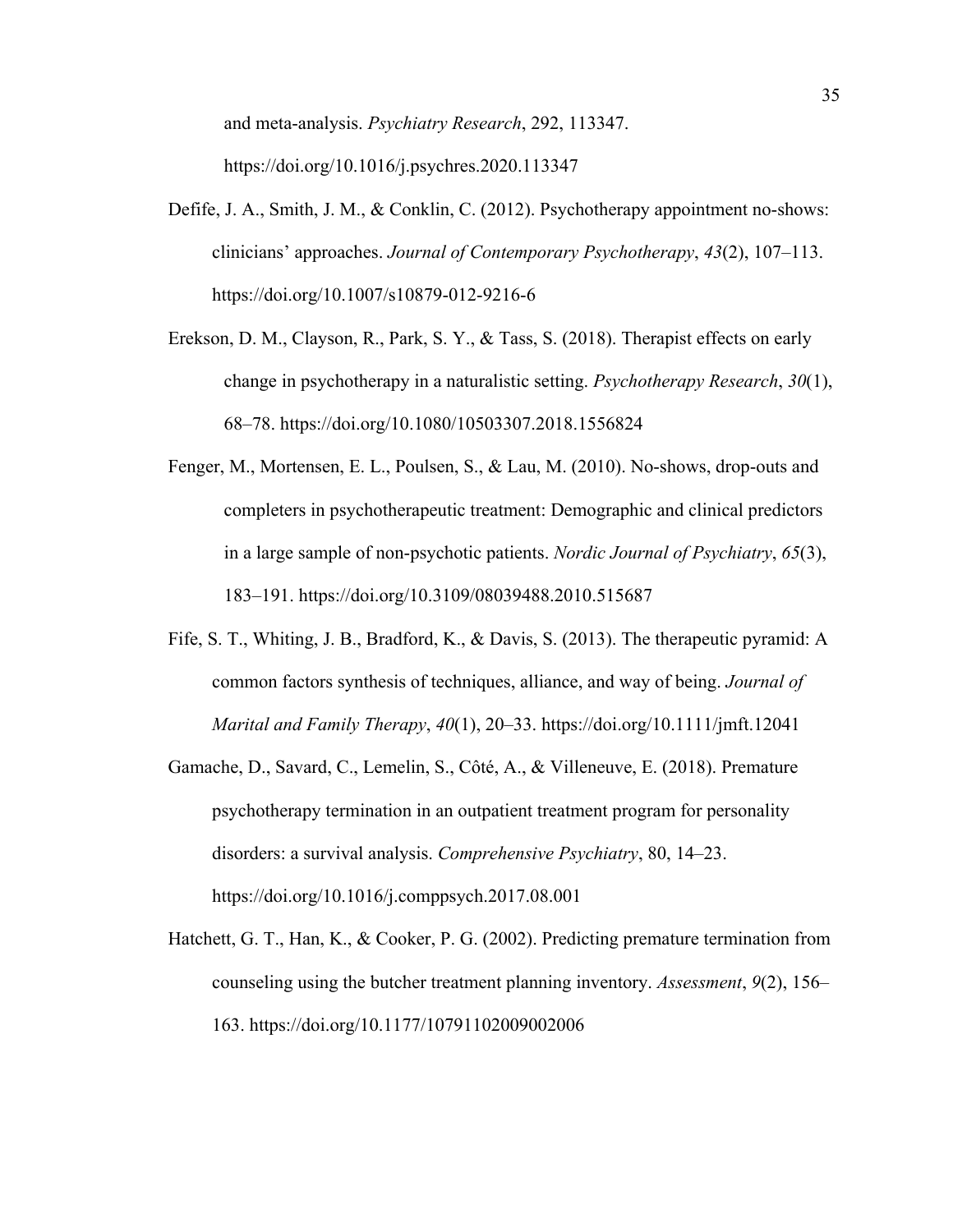and meta-analysis. *Psychiatry Research*, 292, 113347. https://doi.org/10.1016/j.psychres.2020.113347

Defife, J. A., Smith, J. M., & Conklin, C. (2012). Psychotherapy appointment no-shows: clinicians' approaches. *Journal of Contemporary Psychotherapy*, *43*(2), 107–113. https://doi.org/10.1007/s10879-012-9216-6

Erekson, D. M., Clayson, R., Park, S. Y., & Tass, S. (2018). Therapist effects on early change in psychotherapy in a naturalistic setting. *Psychotherapy Research*, *30*(1), 68–78. https://doi.org/10.1080/10503307.2018.1556824

Fenger, M., Mortensen, E. L., Poulsen, S., & Lau, M. (2010). No-shows, drop-outs and completers in psychotherapeutic treatment: Demographic and clinical predictors in a large sample of non-psychotic patients. *Nordic Journal of Psychiatry*, *65*(3), 183–191. https://doi.org/10.3109/08039488.2010.515687

Fife, S. T., Whiting, J. B., Bradford, K., & Davis, S. (2013). The therapeutic pyramid: A common factors synthesis of techniques, alliance, and way of being. *Journal of Marital and Family Therapy*, *40*(1), 20–33. https://doi.org/10.1111/jmft.12041

Gamache, D., Savard, C., Lemelin, S., Côté, A., & Villeneuve, E. (2018). Premature psychotherapy termination in an outpatient treatment program for personality disorders: a survival analysis. *Comprehensive Psychiatry*, 80, 14–23. https://doi.org/10.1016/j.comppsych.2017.08.001

Hatchett, G. T., Han, K., & Cooker, P. G. (2002). Predicting premature termination from counseling using the butcher treatment planning inventory. *Assessment*, *9*(2), 156–163. https://doi.org/10.1177/10791102009002006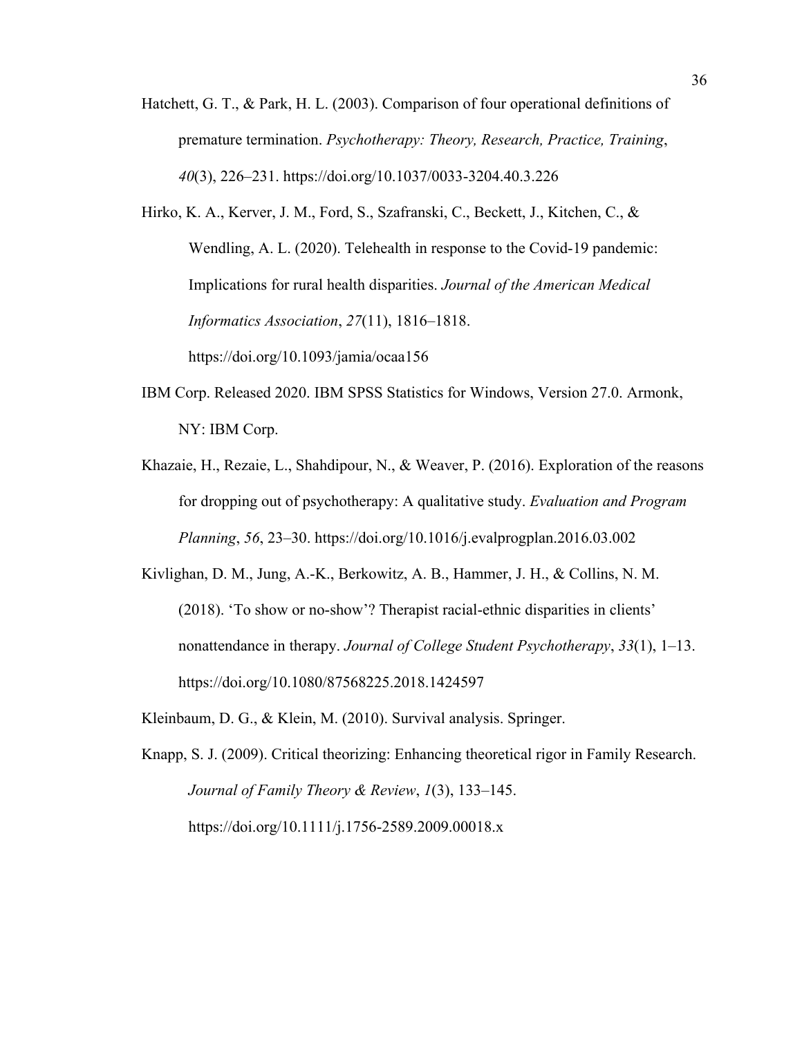Hatchett, G. T., & Park, H. L. (2003). Comparison of four operational definitions of premature termination. *Psychotherapy: Theory, Research, Practice, Training*, *40*(3), 226–231. https://doi.org/10.1037/0033-3204.40.3.226

Hirko, K. A., Kerver, J. M., Ford, S., Szafranski, C., Beckett, J., Kitchen, C., & Wendling, A. L. (2020). Telehealth in response to the Covid-19 pandemic: Implications for rural health disparities. *Journal of the American Medical Informatics Association*, *27*(11), 1816–1818. https://doi.org/10.1093/jamia/ocaa156

IBM Corp. Released 2020. IBM SPSS Statistics for Windows, Version 27.0. Armonk, NY: IBM Corp.

Khazaie, H., Rezaie, L., Shahdipour, N., & Weaver, P. (2016). Exploration of the reasons for dropping out of psychotherapy: A qualitative study. *Evaluation and Program Planning*, *56*, 23–30. https://doi.org/10.1016/j.evalprogplan.2016.03.002

Kivlighan, D. M., Jung, A.-K., Berkowitz, A. B., Hammer, J. H., & Collins, N. M. (2018). 'To show or no-show'? Therapist racial-ethnic disparities in clients' nonattendance in therapy. *Journal of College Student Psychotherapy*, *33*(1), 1–13. https://doi.org/10.1080/87568225.2018.1424597

Kleinbaum, D. G., & Klein, M. (2010). Survival analysis. Springer.

Knapp, S. J. (2009). Critical theorizing: Enhancing theoretical rigor in Family Research. *Journal of Family Theory & Review*, *1*(3), 133–145. https://doi.org/10.1111/j.1756-2589.2009.00018.x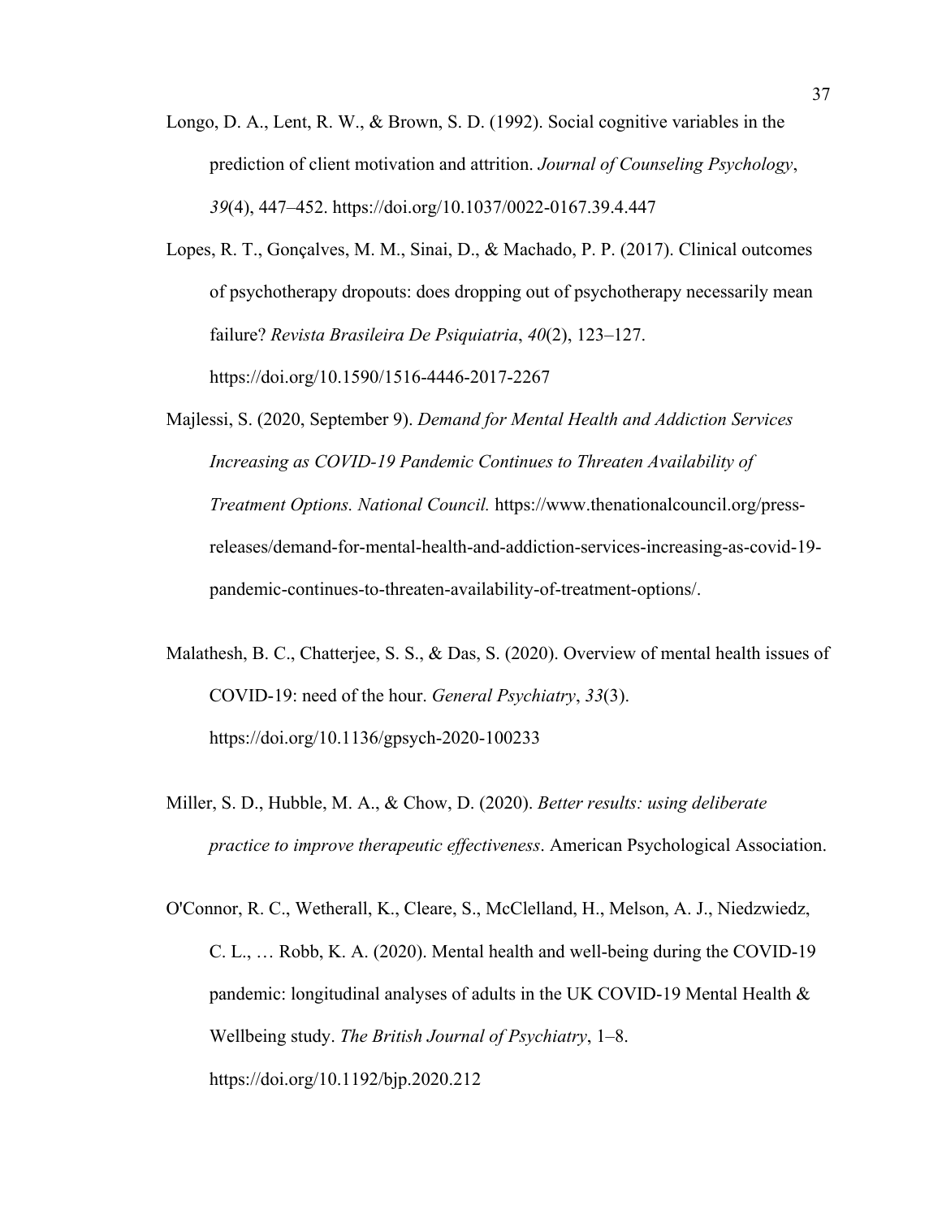Longo, D. A., Lent, R. W., & Brown, S. D. (1992). Social cognitive variables in the prediction of client motivation and attrition. *Journal of Counseling Psychology*, *39*(4), 447–452. https://doi.org/10.1037/0022-0167.39.4.447

Lopes, R. T., Gonçalves, M. M., Sinai, D., & Machado, P. P. (2017). Clinical outcomes of psychotherapy dropouts: does dropping out of psychotherapy necessarily mean failure? *Revista Brasileira De Psiquiatria*, *40*(2), 123–127. https://doi.org/10.1590/1516-4446-2017-2267

Majlessi, S. (2020, September 9). *Demand for Mental Health and Addiction Services Increasing as COVID-19 Pandemic Continues to Threaten Availability of Treatment Options. National Council.* https://www.thenationalcouncil.org/press-releases/demand-for-mental-health-and-addiction-services-increasing-as-covid-19-pandemic-continues-to-threaten-availability-of-treatment-options/.

Malathesh, B. C., Chatterjee, S. S., & Das, S. (2020). Overview of mental health issues of COVID-19: need of the hour. *General Psychiatry*, *33*(3). https://doi.org/10.1136/gpsych-2020-100233

Miller, S. D., Hubble, M. A., & Chow, D. (2020). *Better results: using deliberate practice to improve therapeutic effectiveness*. American Psychological Association.

O'Connor, R. C., Wetherall, K., Cleare, S., McClelland, H., Melson, A. J., Niedzwiedz, C. L., … Robb, K. A. (2020). Mental health and well-being during the COVID-19 pandemic: longitudinal analyses of adults in the UK COVID-19 Mental Health & Wellbeing study. *The British Journal of Psychiatry*, 1–8. https://doi.org/10.1192/bjp.2020.212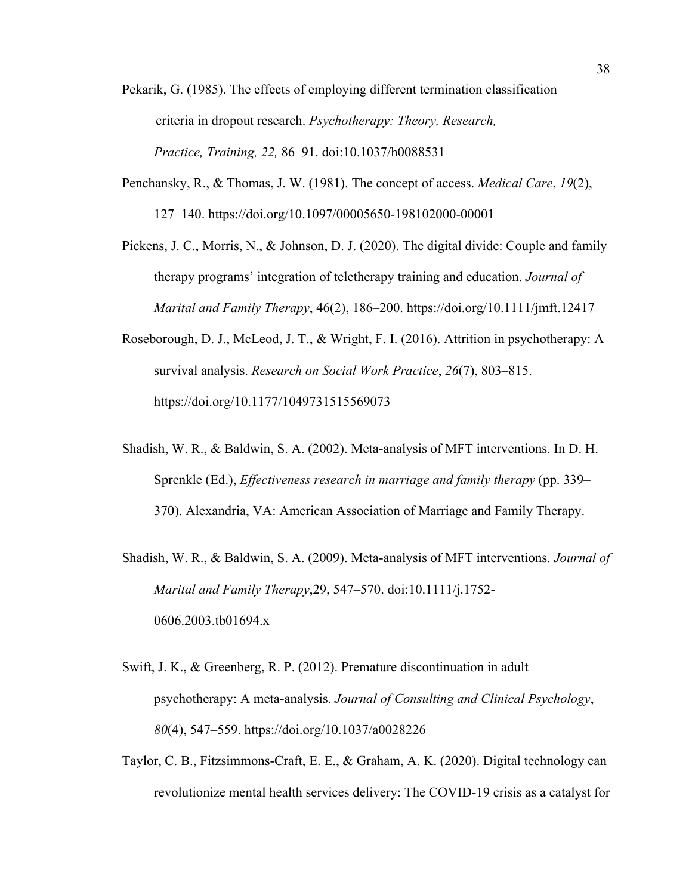Pekarik, G. (1985). The effects of employing different termination classification criteria in dropout research. *Psychotherapy: Theory, Research, Practice, Training, 22,* 86–91. doi:10.1037/h0088531

Penchansky, R., & Thomas, J. W. (1981). The concept of access. *Medical Care*, *19*(2), 127–140. https://doi.org/10.1097/00005650-198102000-00001

Pickens, J. C., Morris, N., & Johnson, D. J. (2020). The digital divide: Couple and family therapy programs' integration of teletherapy training and education. *Journal of Marital and Family Therapy*, 46(2), 186–200. https://doi.org/10.1111/jmft.12417

Roseborough, D. J., McLeod, J. T., & Wright, F. I. (2016). Attrition in psychotherapy: A survival analysis. *Research on Social Work Practice*, *26*(7), 803–815. https://doi.org/10.1177/1049731515569073

Shadish, W. R., & Baldwin, S. A. (2002). Meta-analysis of MFT interventions. In D. H. Sprenkle (Ed.), *Effectiveness research in marriage and family therapy* (pp. 339–370). Alexandria, VA: American Association of Marriage and Family Therapy.

Shadish, W. R., & Baldwin, S. A. (2009). Meta-analysis of MFT interventions. *Journal of Marital and Family Therapy*,29, 547–570. doi:10.1111/j.1752-0606.2003.tb01694.x

Swift, J. K., & Greenberg, R. P. (2012). Premature discontinuation in adult psychotherapy: A meta-analysis. *Journal of Consulting and Clinical Psychology*, *80*(4), 547–559. https://doi.org/10.1037/a0028226

Taylor, C. B., Fitzsimmons-Craft, E. E., & Graham, A. K. (2020). Digital technology can revolutionize mental health services delivery: The COVID-19 crisis as a catalyst for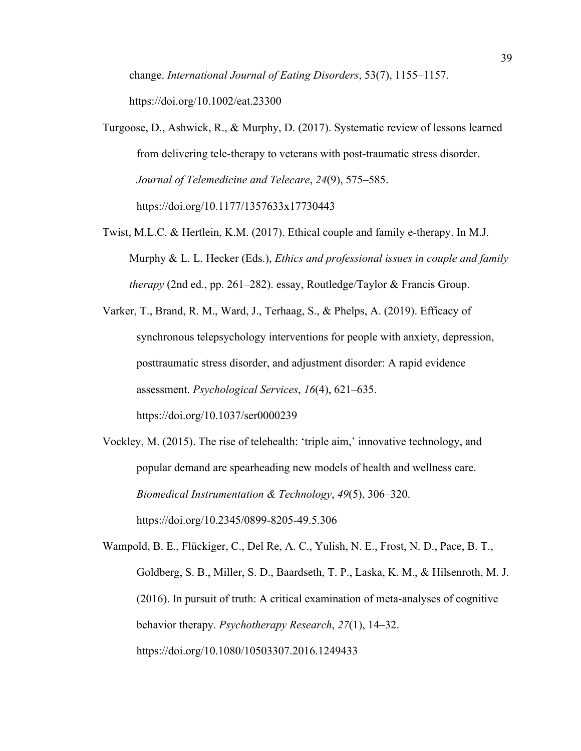change. *International Journal of Eating Disorders*, 53(7), 1155–1157. https://doi.org/10.1002/eat.23300

Turgoose, D., Ashwick, R., & Murphy, D. (2017). Systematic review of lessons learned from delivering tele-therapy to veterans with post-traumatic stress disorder. *Journal of Telemedicine and Telecare*, *24*(9), 575–585. https://doi.org/10.1177/1357633x17730443

Twist, M.L.C. & Hertlein, K.M. (2017). Ethical couple and family e-therapy. In M.J. Murphy & L. L. Hecker (Eds.), *Ethics and professional issues in couple and family therapy* (2nd ed., pp. 261–282). essay, Routledge/Taylor & Francis Group.

Varker, T., Brand, R. M., Ward, J., Terhaag, S., & Phelps, A. (2019). Efficacy of synchronous telepsychology interventions for people with anxiety, depression, posttraumatic stress disorder, and adjustment disorder: A rapid evidence assessment. *Psychological Services*, *16*(4), 621–635. https://doi.org/10.1037/ser0000239

Vockley, M. (2015). The rise of telehealth: 'triple aim,' innovative technology, and popular demand are spearheading new models of health and wellness care. *Biomedical Instrumentation & Technology*, *49*(5), 306–320. https://doi.org/10.2345/0899-8205-49.5.306

Wampold, B. E., Flückiger, C., Del Re, A. C., Yulish, N. E., Frost, N. D., Pace, B. T., Goldberg, S. B., Miller, S. D., Baardseth, T. P., Laska, K. M., & Hilsenroth, M. J. (2016). In pursuit of truth: A critical examination of meta-analyses of cognitive behavior therapy. *Psychotherapy Research*, *27*(1), 14–32. https://doi.org/10.1080/10503307.2016.1249433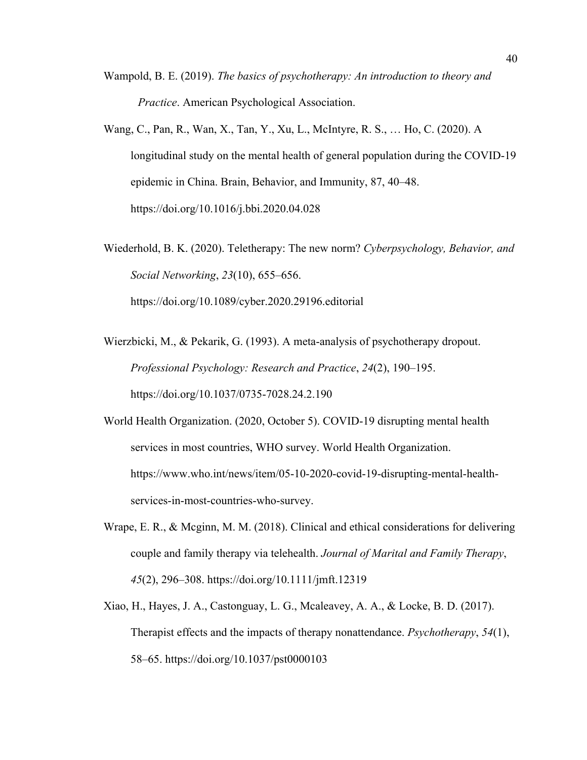Wampold, B. E. (2019). *The basics of psychotherapy: An introduction to theory and Practice*. American Psychological Association.

Wang, C., Pan, R., Wan, X., Tan, Y., Xu, L., McIntyre, R. S., … Ho, C. (2020). A longitudinal study on the mental health of general population during the COVID-19 epidemic in China. Brain, Behavior, and Immunity, 87, 40–48. https://doi.org/10.1016/j.bbi.2020.04.028

Wiederhold, B. K. (2020). Teletherapy: The new norm? *Cyberpsychology, Behavior, and Social Networking*, *23*(10), 655–656. https://doi.org/10.1089/cyber.2020.29196.editorial

Wierzbicki, M., & Pekarik, G. (1993). A meta-analysis of psychotherapy dropout. *Professional Psychology: Research and Practice*, *24*(2), 190–195. https://doi.org/10.1037/0735-7028.24.2.190

World Health Organization. (2020, October 5). COVID-19 disrupting mental health services in most countries, WHO survey. World Health Organization. https://www.who.int/news/item/05-10-2020-covid-19-disrupting-mental-health-services-in-most-countries-who-survey.

Wrape, E. R., & Mcginn, M. M. (2018). Clinical and ethical considerations for delivering couple and family therapy via telehealth. *Journal of Marital and Family Therapy*, *45*(2), 296–308. https://doi.org/10.1111/jmft.12319

Xiao, H., Hayes, J. A., Castonguay, L. G., Mcaleavey, A. A., & Locke, B. D. (2017). Therapist effects and the impacts of therapy nonattendance. *Psychotherapy*, *54*(1), 58–65. https://doi.org/10.1037/pst0000103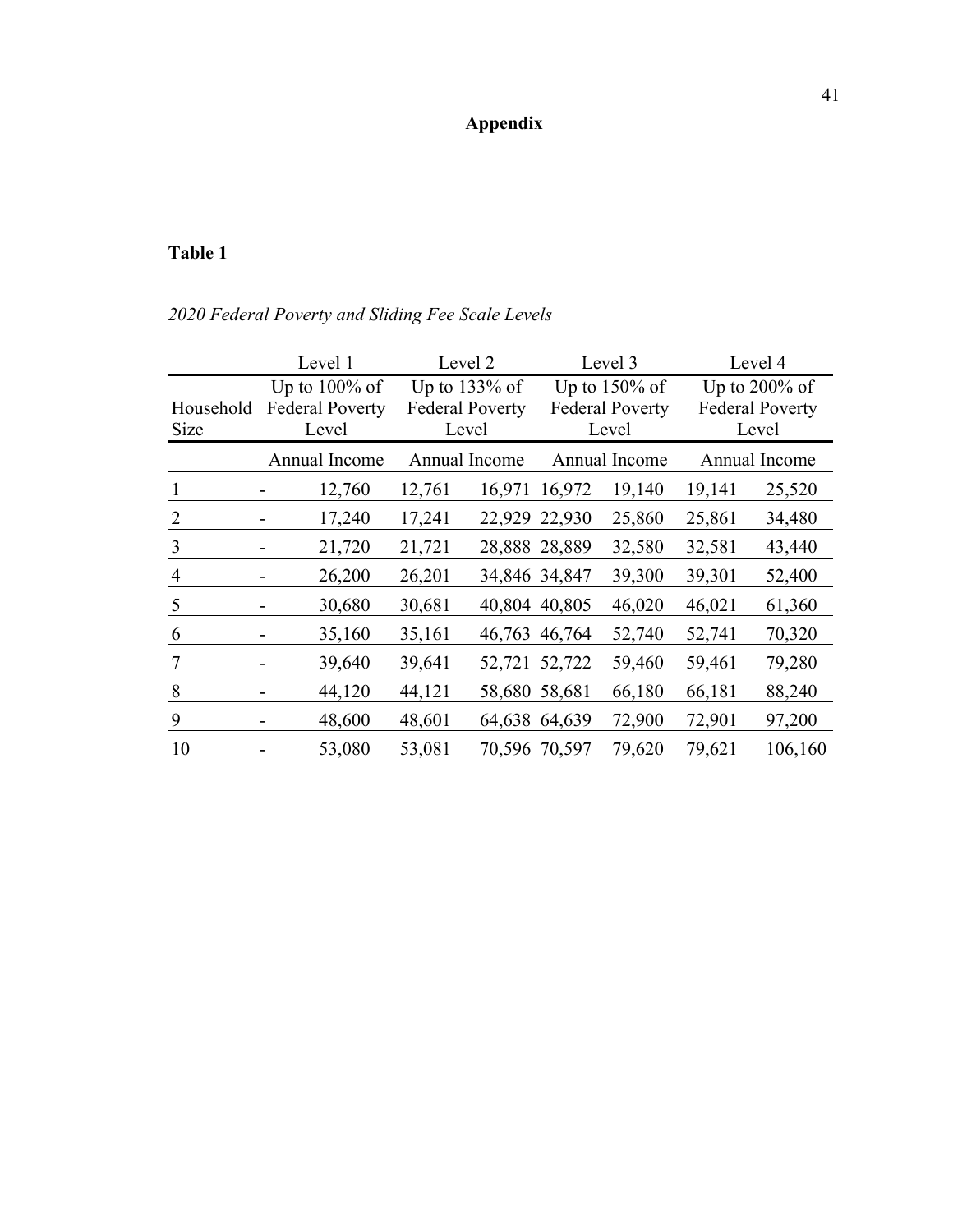# Appendix

**Table 1**

*2020 Federal Poverty and Sliding Fee Scale Levels*

| | Level 1 | | Level 2 | | Level 3 | | Level 4 | |
|---|---|---|---|---|---|---|---|---|
| Household Size | Up to 100% of Federal Poverty Level | | Up to 133% of Federal Poverty Level | | Up to 150% of Federal Poverty Level | | Up to 200% of Federal Poverty Level | |
| | Annual Income | | Annual Income | | Annual Income | | Annual Income | |
| 1 | - | 12,760 | 12,761 | 16,971 | 16,972 | 19,140 | 19,141 | 25,520 |
| 2 | - | 17,240 | 17,241 | 22,929 | 22,930 | 25,860 | 25,861 | 34,480 |
| 3 | - | 21,720 | 21,721 | 28,888 | 28,889 | 32,580 | 32,581 | 43,440 |
| 4 | - | 26,200 | 26,201 | 34,846 | 34,847 | 39,300 | 39,301 | 52,400 |
| 5 | - | 30,680 | 30,681 | 40,804 | 40,805 | 46,020 | 46,021 | 61,360 |
| 6 | - | 35,160 | 35,161 | 46,763 | 46,764 | 52,740 | 52,741 | 70,320 |
| 7 | - | 39,640 | 39,641 | 52,721 | 52,722 | 59,460 | 59,461 | 79,280 |
| 8 | - | 44,120 | 44,121 | 58,680 | 58,681 | 66,180 | 66,181 | 88,240 |
| 9 | - | 48,600 | 48,601 | 64,638 | 64,639 | 72,900 | 72,901 | 97,200 |
| 10 | - | 53,080 | 53,081 | 70,596 | 70,597 | 79,620 | 79,621 | 106,160 |